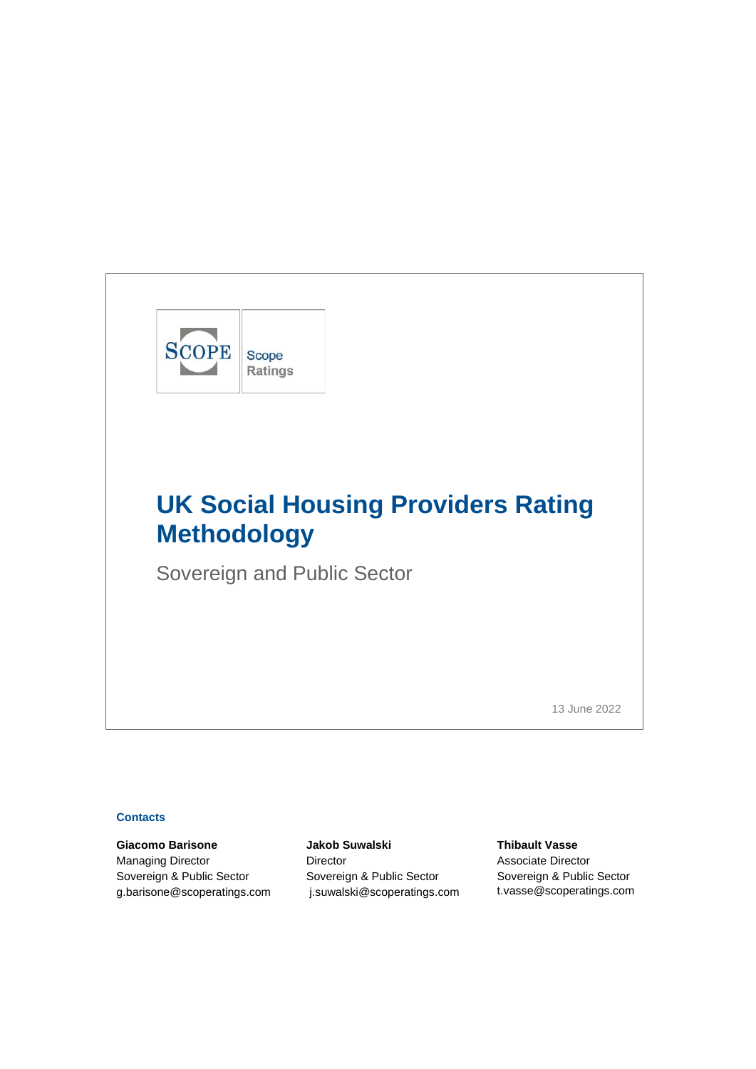Scope Ratings

# UK Social Housing Providers Rating Methodology

Sovereign and Public Sector

13 June 2022

**Contacts**

**Giacomo Barisone**
Managing Director
Sovereign & Public Sector
g.barisone@scoperatings.com

**Jakob Suwalski**
Director
Sovereign & Public Sector
j.suwalski@scoperatings.com

**Thibault Vasse**
Associate Director
Sovereign & Public Sector
t.vasse@scoperatings.com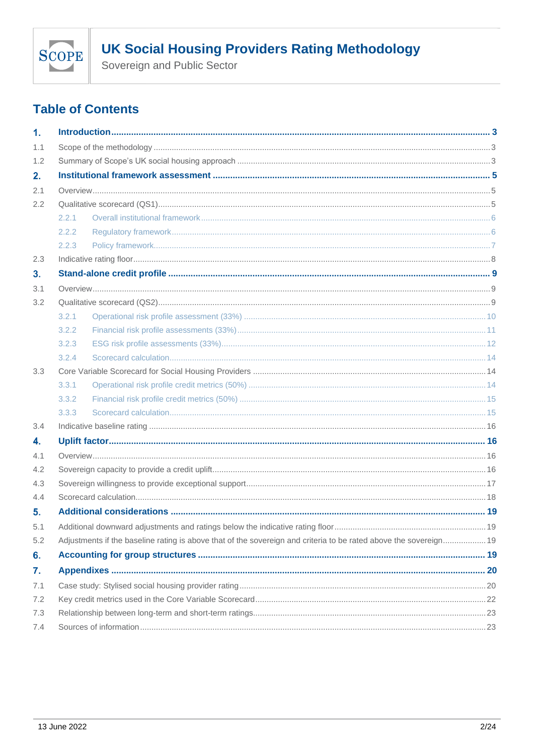## Table of Contents

| | | |
|---|---|---|
| **1.** | **Introduction** | **3** |
| 1.1 | Scope of the methodology | 3 |
| 1.2 | Summary of Scope's UK social housing approach | 3 |
| **2.** | **Institutional framework assessment** | **5** |
| 2.1 | Overview | 5 |
| 2.2 | Qualitative scorecard (QS1) | 5 |
| 2.2.1 | Overall institutional framework | 6 |
| 2.2.2 | Regulatory framework | 6 |
| 2.2.3 | Policy framework | 7 |
| 2.3 | Indicative rating floor | 8 |
| **3.** | **Stand-alone credit profile** | **9** |
| 3.1 | Overview | 9 |
| 3.2 | Qualitative scorecard (QS2) | 9 |
| 3.2.1 | Operational risk profile assessment (33%) | 10 |
| 3.2.2 | Financial risk profile assessments (33%) | 11 |
| 3.2.3 | ESG risk profile assessments (33%) | 12 |
| 3.2.4 | Scorecard calculation | 14 |
| 3.3 | Core Variable Scorecard for Social Housing Providers | 14 |
| 3.3.1 | Operational risk profile credit metrics (50%) | 14 |
| 3.3.2 | Financial risk profile credit metrics (50%) | 15 |
| 3.3.3 | Scorecard calculation | 15 |
| 3.4 | Indicative baseline rating | 16 |
| **4.** | **Uplift factor** | **16** |
| 4.1 | Overview | 16 |
| 4.2 | Sovereign capacity to provide a credit uplift | 16 |
| 4.3 | Sovereign willingness to provide exceptional support | 17 |
| 4.4 | Scorecard calculation | 18 |
| **5.** | **Additional considerations** | **19** |
| 5.1 | Additional downward adjustments and ratings below the indicative rating floor | 19 |
| 5.2 | Adjustments if the baseline rating is above that of the sovereign and criteria to be rated above the sovereign | 19 |
| **6.** | **Accounting for group structures** | **19** |
| **7.** | **Appendixes** | **20** |
| 7.1 | Case study: Stylised social housing provider rating | 20 |
| 7.2 | Key credit metrics used in the Core Variable Scorecard | 22 |
| 7.3 | Relationship between long-term and short-term ratings | 23 |
| 7.4 | Sources of information | 23 |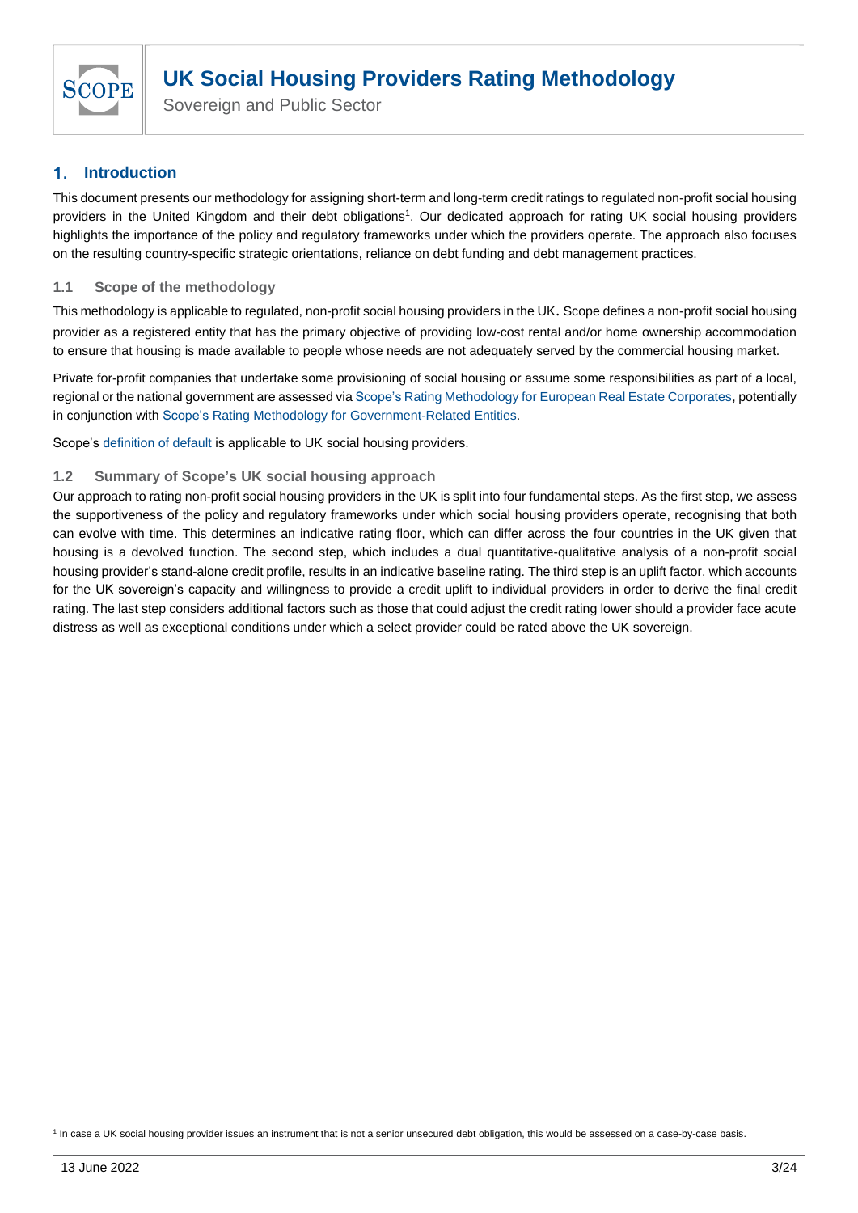## 1. Introduction

This document presents our methodology for assigning short-term and long-term credit ratings to regulated non-profit social housing providers in the United Kingdom and their debt obligations[1]. Our dedicated approach for rating UK social housing providers highlights the importance of the policy and regulatory frameworks under which the providers operate. The approach also focuses on the resulting country-specific strategic orientations, reliance on debt funding and debt management practices.

### 1.1 Scope of the methodology

This methodology is applicable to regulated, non-profit social housing providers in the UK. Scope defines a non-profit social housing provider as a registered entity that has the primary objective of providing low-cost rental and/or home ownership accommodation to ensure that housing is made available to people whose needs are not adequately served by the commercial housing market.

Private for-profit companies that undertake some provisioning of social housing or assume some responsibilities as part of a local, regional or the national government are assessed via Scope's Rating Methodology for European Real Estate Corporates, potentially in conjunction with Scope's Rating Methodology for Government-Related Entities.

Scope's definition of default is applicable to UK social housing providers.

### 1.2 Summary of Scope's UK social housing approach

Our approach to rating non-profit social housing providers in the UK is split into four fundamental steps. As the first step, we assess the supportiveness of the policy and regulatory frameworks under which social housing providers operate, recognising that both can evolve with time. This determines an indicative rating floor, which can differ across the four countries in the UK given that housing is a devolved function. The second step, which includes a dual quantitative-qualitative analysis of a non-profit social housing provider's stand-alone credit profile, results in an indicative baseline rating. The third step is an uplift factor, which accounts for the UK sovereign's capacity and willingness to provide a credit uplift to individual providers in order to derive the final credit rating. The last step considers additional factors such as those that could adjust the credit rating lower should a provider face acute distress as well as exceptional conditions under which a select provider could be rated above the UK sovereign.

[1] In case a UK social housing provider issues an instrument that is not a senior unsecured debt obligation, this would be assessed on a case-by-case basis.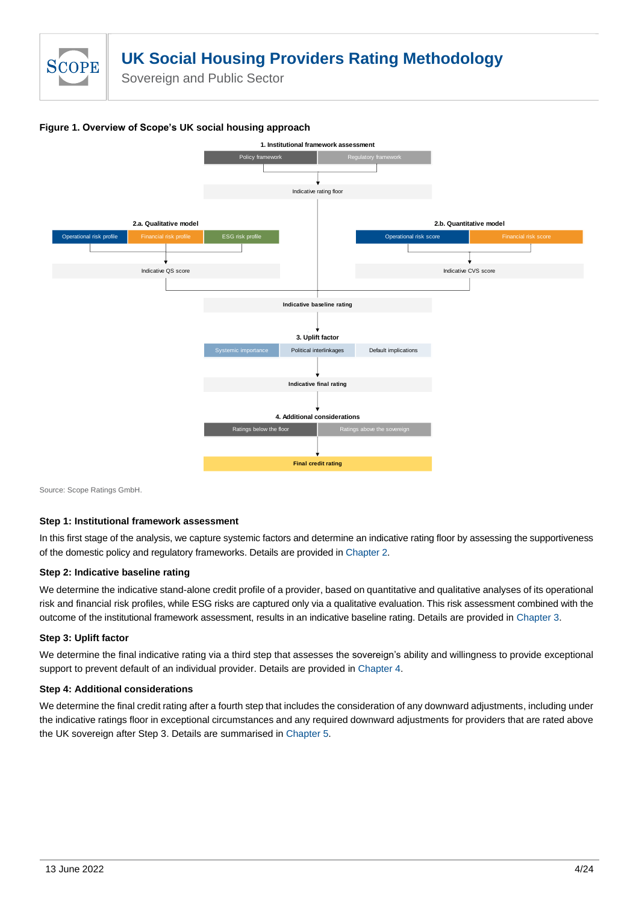**Figure 1. Overview of Scope's UK social housing approach**

**1. Institutional framework assessment**

Policy framework | Regulatory framework

↓

Indicative rating floor

**2.a. Qualitative model**

Operational risk profile | Financial risk profile | ESG risk profile

↓

Indicative QS score

**2.b. Quantitative model**

Operational risk score | Financial risk score

↓

Indicative CVS score

↓

**Indicative baseline rating**

↓

**3. Uplift factor**

Systemic importance | Political interlinkages | Default implications

↓

**Indicative final rating**

↓

**4. Additional considerations**

Ratings below the floor | Ratings above the sovereign

↓

**Final credit rating**

Source: Scope Ratings GmbH.

#### Step 1: Institutional framework assessment

In this first stage of the analysis, we capture systemic factors and determine an indicative rating floor by assessing the supportiveness of the domestic policy and regulatory frameworks. Details are provided in Chapter 2.

#### Step 2: Indicative baseline rating

We determine the indicative stand-alone credit profile of a provider, based on quantitative and qualitative analyses of its operational risk and financial risk profiles, while ESG risks are captured only via a qualitative evaluation. This risk assessment combined with the outcome of the institutional framework assessment, results in an indicative baseline rating. Details are provided in Chapter 3.

#### Step 3: Uplift factor

We determine the final indicative rating via a third step that assesses the sovereign's ability and willingness to provide exceptional support to prevent default of an individual provider. Details are provided in Chapter 4.

#### Step 4: Additional considerations

We determine the final credit rating after a fourth step that includes the consideration of any downward adjustments, including under the indicative ratings floor in exceptional circumstances and any required downward adjustments for providers that are rated above the UK sovereign after Step 3. Details are summarised in Chapter 5.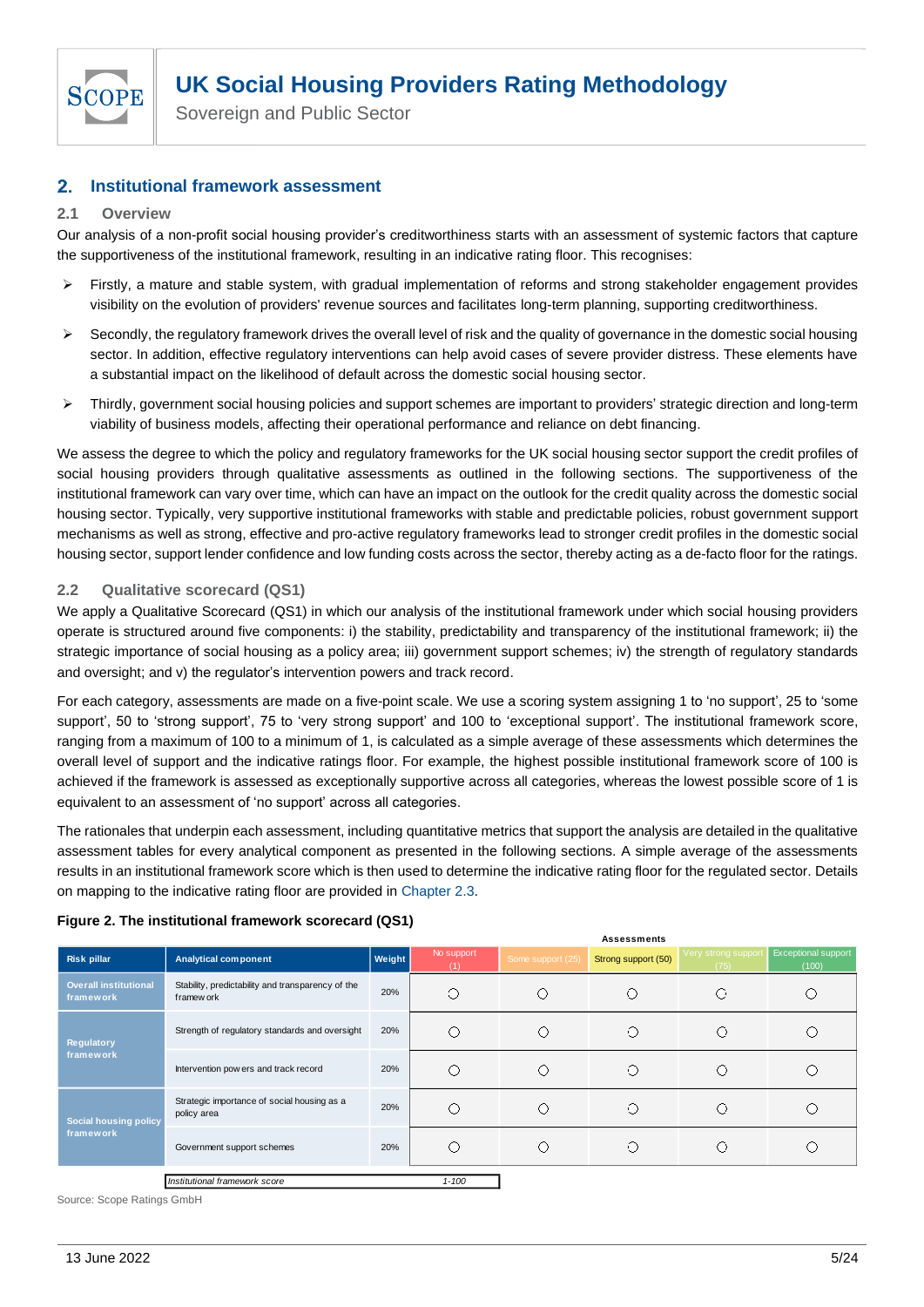## 2. Institutional framework assessment

### 2.1 Overview

Our analysis of a non-profit social housing provider's creditworthiness starts with an assessment of systemic factors that capture the supportiveness of the institutional framework, resulting in an indicative rating floor. This recognises:

- Firstly, a mature and stable system, with gradual implementation of reforms and strong stakeholder engagement provides visibility on the evolution of providers' revenue sources and facilitates long-term planning, supporting creditworthiness.
- Secondly, the regulatory framework drives the overall level of risk and the quality of governance in the domestic social housing sector. In addition, effective regulatory interventions can help avoid cases of severe provider distress. These elements have a substantial impact on the likelihood of default across the domestic social housing sector.
- Thirdly, government social housing policies and support schemes are important to providers' strategic direction and long-term viability of business models, affecting their operational performance and reliance on debt financing.

We assess the degree to which the policy and regulatory frameworks for the UK social housing sector support the credit profiles of social housing providers through qualitative assessments as outlined in the following sections. The supportiveness of the institutional framework can vary over time, which can have an impact on the outlook for the credit quality across the domestic social housing sector. Typically, very supportive institutional frameworks with stable and predictable policies, robust government support mechanisms as well as strong, effective and pro-active regulatory frameworks lead to stronger credit profiles in the domestic social housing sector, support lender confidence and low funding costs across the sector, thereby acting as a de-facto floor for the ratings.

### 2.2 Qualitative scorecard (QS1)

We apply a Qualitative Scorecard (QS1) in which our analysis of the institutional framework under which social housing providers operate is structured around five components: i) the stability, predictability and transparency of the institutional framework; ii) the strategic importance of social housing as a policy area; iii) government support schemes; iv) the strength of regulatory standards and oversight; and v) the regulator's intervention powers and track record.

For each category, assessments are made on a five-point scale. We use a scoring system assigning 1 to 'no support', 25 to 'some support', 50 to 'strong support', 75 to 'very strong support' and 100 to 'exceptional support'. The institutional framework score, ranging from a maximum of 100 to a minimum of 1, is calculated as a simple average of these assessments which determines the overall level of support and the indicative ratings floor. For example, the highest possible institutional framework score of 100 is achieved if the framework is assessed as exceptionally supportive across all categories, whereas the lowest possible score of 1 is equivalent to an assessment of 'no support' across all categories.

The rationales that underpin each assessment, including quantitative metrics that support the analysis are detailed in the qualitative assessment tables for every analytical component as presented in the following sections. A simple average of the assessments results in an institutional framework score which is then used to determine the indicative rating floor for the regulated sector. Details on mapping to the indicative rating floor are provided in Chapter 2.3.

**Figure 2. The institutional framework scorecard (QS1)**

| | | | Assessments | | | | |
|---|---|---|---|---|---|---|---|
| **Risk pillar** | **Analytical component** | **Weight** | No support (1) | Some support (25) | Strong support (50) | Very strong support (75) | Exceptional support (100) |
| Overall institutional framework | Stability, predictability and transparency of the framework | 20% | ○ | ○ | ○ | ○ | ○ |
| Regulatory framework | Strength of regulatory standards and oversight | 20% | ○ | ○ | ○ | ○ | ○ |
| | Intervention powers and track record | 20% | ○ | ○ | ○ | ○ | ○ |
| Social housing policy framework | Strategic importance of social housing as a policy area | 20% | ○ | ○ | ○ | ○ | ○ |
| | Government support schemes | 20% | ○ | ○ | ○ | ○ | ○ |
| | *Institutional framework score* | | *1-100* | | | | |

Source: Scope Ratings GmbH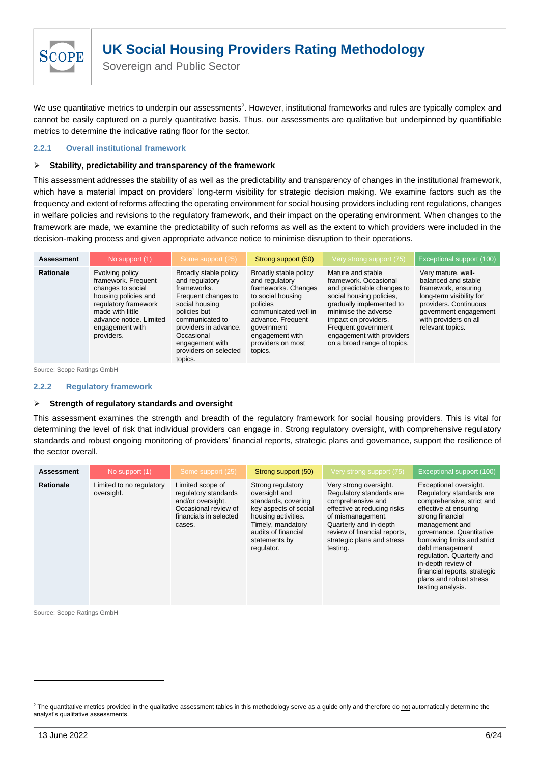We use quantitative metrics to underpin our assessments[2]. However, institutional frameworks and rules are typically complex and cannot be easily captured on a purely quantitative basis. Thus, our assessments are qualitative but underpinned by quantifiable metrics to determine the indicative rating floor for the sector.

### 2.2.1 Overall institutional framework

➢ **Stability, predictability and transparency of the framework**

This assessment addresses the stability of as well as the predictability and transparency of changes in the institutional framework, which have a material impact on providers' long-term visibility for strategic decision making. We examine factors such as the frequency and extent of reforms affecting the operating environment for social housing providers including rent regulations, changes in welfare policies and revisions to the regulatory framework, and their impact on the operating environment. When changes to the framework are made, we examine the predictability of such reforms as well as the extent to which providers were included in the decision-making process and given appropriate advance notice to minimise disruption to their operations.

| Assessment | No support (1) | Some support (25) | Strong support (50) | Very strong support (75) | Exceptional support (100) |
|---|---|---|---|---|---|
| Rationale | Evolving policy framework. Frequent changes to social housing policies and regulatory framework made with little advance notice. Limited engagement with providers. | Broadly stable policy and regulatory frameworks. Frequent changes to social housing policies but communicated to providers in advance. Occasional engagement with providers on selected topics. | Broadly stable policy and regulatory frameworks. Changes to social housing policies communicated well in advance. Frequent government engagement with providers on most topics. | Mature and stable framework. Occasional and predictable changes to social housing policies, gradually implemented to minimise the adverse impact on providers. Frequent government engagement with providers on a broad range of topics. | Very mature, well-balanced and stable framework, ensuring long-term visibility for providers. Continuous government engagement with providers on all relevant topics. |

Source: Scope Ratings GmbH

### 2.2.2 Regulatory framework

➢ **Strength of regulatory standards and oversight**

This assessment examines the strength and breadth of the regulatory framework for social housing providers. This is vital for determining the level of risk that individual providers can engage in. Strong regulatory oversight, with comprehensive regulatory standards and robust ongoing monitoring of providers' financial reports, strategic plans and governance, support the resilience of the sector overall.

| Assessment | No support (1) | Some support (25) | Strong support (50) | Very strong support (75) | Exceptional support (100) |
|---|---|---|---|---|---|
| Rationale | Limited to no regulatory oversight. | Limited scope of regulatory standards and/or oversight. Occasional review of financials in selected cases. | Strong regulatory oversight and standards, covering key aspects of social housing activities. Timely, mandatory audits of financial statements by regulator. | Very strong oversight. Regulatory standards are comprehensive and effective at reducing risks of mismanagement. Quarterly and in-depth review of financial reports, strategic plans and stress testing. | Exceptional oversight. Regulatory standards are comprehensive, strict and effective at ensuring strong financial management and governance. Quantitative borrowing limits and strict debt management regulation. Quarterly and in-depth review of financial reports, strategic plans and robust stress testing analysis. |

Source: Scope Ratings GmbH

[2] The quantitative metrics provided in the qualitative assessment tables in this methodology serve as a guide only and therefore do not automatically determine the analyst's qualitative assessments.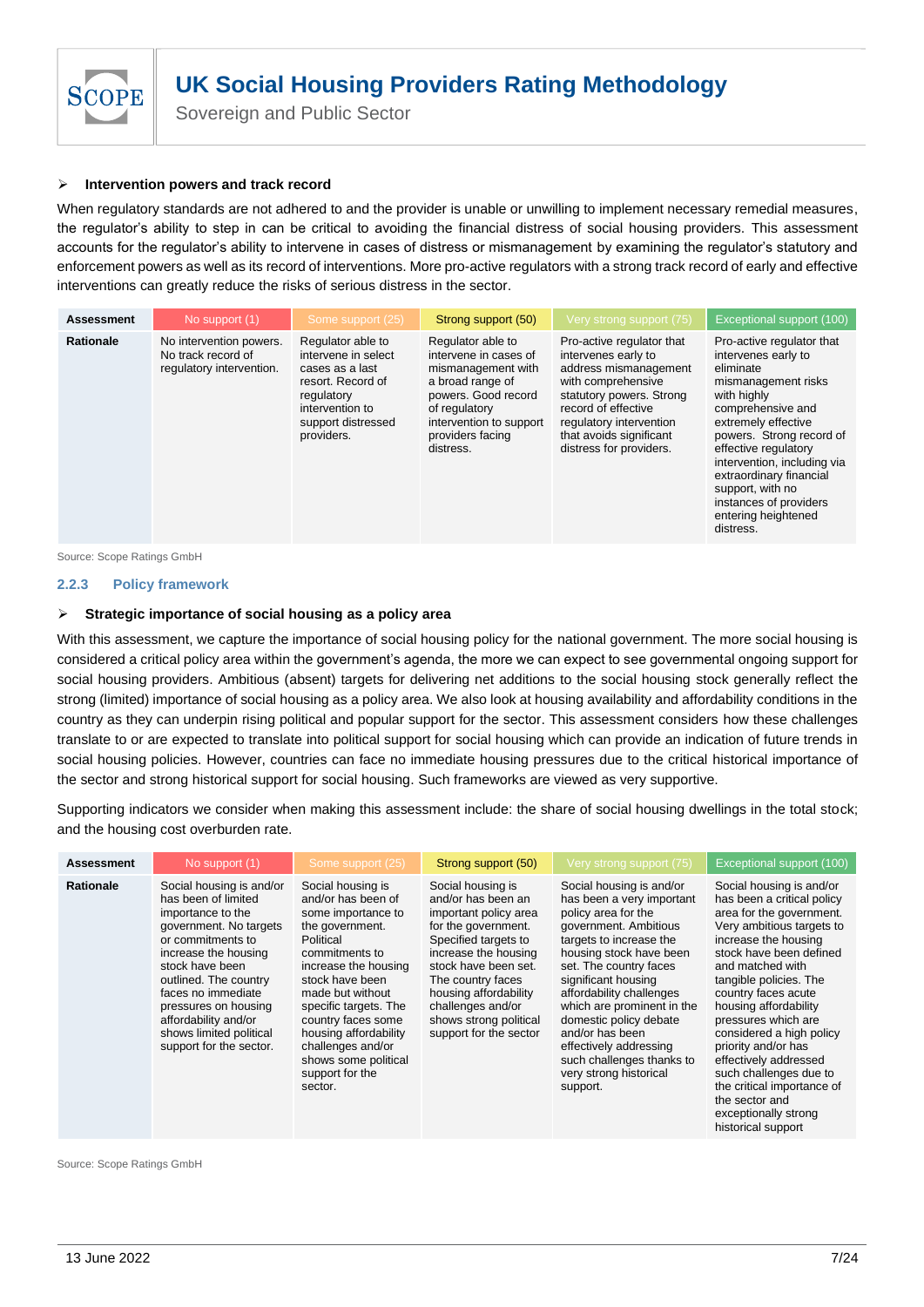- **Intervention powers and track record**

When regulatory standards are not adhered to and the provider is unable or unwilling to implement necessary remedial measures, the regulator's ability to step in can be critical to avoiding the financial distress of social housing providers. This assessment accounts for the regulator's ability to intervene in cases of distress or mismanagement by examining the regulator's statutory and enforcement powers as well as its record of interventions. More pro-active regulators with a strong track record of early and effective interventions can greatly reduce the risks of serious distress in the sector.

| Assessment | No support (1) | Some support (25) | Strong support (50) | Very strong support (75) | Exceptional support (100) |
|---|---|---|---|---|---|
| **Rationale** | No intervention powers. No track record of regulatory intervention. | Regulator able to intervene in select cases as a last resort. Record of regulatory intervention to support distressed providers. | Regulator able to intervene in cases of mismanagement with a broad range of powers. Good record of regulatory intervention to support providers facing distress. | Pro-active regulator that intervenes early to address mismanagement with comprehensive statutory powers. Strong record of effective regulatory intervention that avoids significant distress for providers. | Pro-active regulator that intervenes early to eliminate mismanagement risks with highly comprehensive and extremely effective powers. Strong record of effective regulatory intervention, including via extraordinary financial support, with no instances of providers entering heightened distress. |

Source: Scope Ratings GmbH

### 2.2.3 Policy framework

- **Strategic importance of social housing as a policy area**

With this assessment, we capture the importance of social housing policy for the national government. The more social housing is considered a critical policy area within the government's agenda, the more we can expect to see governmental ongoing support for social housing providers. Ambitious (absent) targets for delivering net additions to the social housing stock generally reflect the strong (limited) importance of social housing as a policy area. We also look at housing availability and affordability conditions in the country as they can underpin rising political and popular support for the sector. This assessment considers how these challenges translate to or are expected to translate into political support for social housing which can provide an indication of future trends in social housing policies. However, countries can face no immediate housing pressures due to the critical historical importance of the sector and strong historical support for social housing. Such frameworks are viewed as very supportive.

Supporting indicators we consider when making this assessment include: the share of social housing dwellings in the total stock; and the housing cost overburden rate.

| Assessment | No support (1) | Some support (25) | Strong support (50) | Very strong support (75) | Exceptional support (100) |
|---|---|---|---|---|---|
| **Rationale** | Social housing is and/or has been of limited importance to the government. No targets or commitments to increase the housing stock have been outlined. The country faces no immediate pressures on housing affordability and/or shows limited political support for the sector. | Social housing is and/or has been of some importance to the government. Political commitments to increase the housing stock have been made but without specific targets. The country faces some housing affordability challenges and/or shows some political support for the sector. | Social housing is and/or has been an important policy area for the government. Specified targets to increase the housing stock have been set. The country faces housing affordability challenges and/or shows strong political support for the sector | Social housing is and/or has been a very important policy area for the government. Ambitious targets to increase the housing stock have been set. The country faces significant housing affordability challenges which are prominent in the domestic policy debate and/or has been effectively addressing such challenges thanks to very strong historical support. | Social housing is and/or has been a critical policy area for the government. Very ambitious targets to increase the housing stock have been defined and matched with tangible policies. The country faces acute housing affordability pressures which are considered a high policy priority and/or has effectively addressed such challenges due to the critical importance of the sector and exceptionally strong historical support |

Source: Scope Ratings GmbH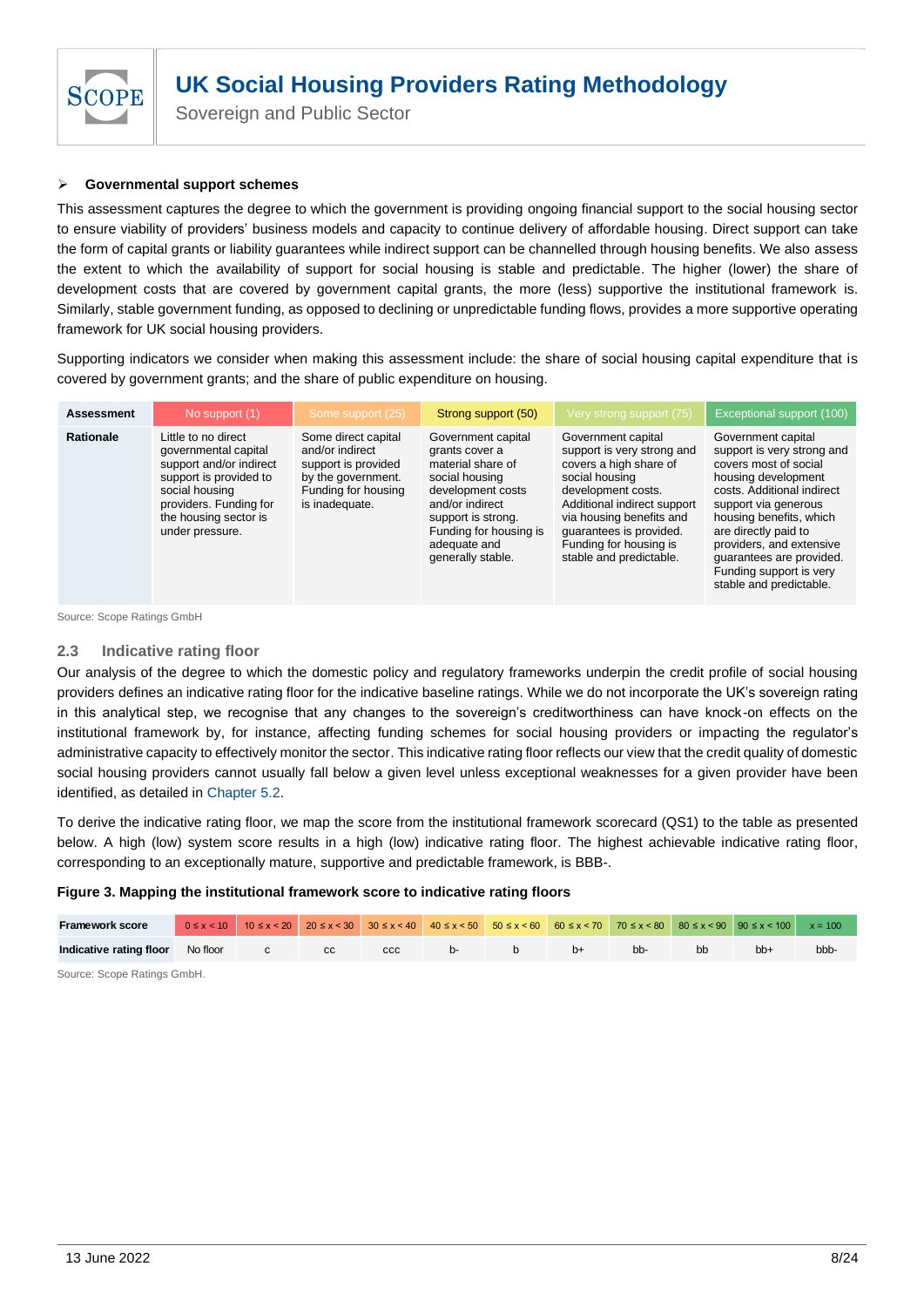- **Governmental support schemes**

This assessment captures the degree to which the government is providing ongoing financial support to the social housing sector to ensure viability of providers' business models and capacity to continue delivery of affordable housing. Direct support can take the form of capital grants or liability guarantees while indirect support can be channelled through housing benefits. We also assess the extent to which the availability of support for social housing is stable and predictable. The higher (lower) the share of development costs that are covered by government capital grants, the more (less) supportive the institutional framework is. Similarly, stable government funding, as opposed to declining or unpredictable funding flows, provides a more supportive operating framework for UK social housing providers.

Supporting indicators we consider when making this assessment include: the share of social housing capital expenditure that is covered by government grants; and the share of public expenditure on housing.

| Assessment | No support (1) | Some support (25) | Strong support (50) | Very strong support (75) | Exceptional support (100) |
|---|---|---|---|---|---|
| Rationale | Little to no direct governmental capital support and/or indirect support is provided to social housing providers. Funding for the housing sector is under pressure. | Some direct capital and/or indirect support is provided by the government. Funding for housing is inadequate. | Government capital grants cover a material share of social housing development costs and/or indirect support is strong. Funding for housing is adequate and generally stable. | Government capital support is very strong and covers a high share of social housing development costs. Additional indirect support via housing benefits and guarantees is provided. Funding for housing is stable and predictable. | Government capital support is very strong and covers most of social housing development costs. Additional indirect support via generous housing benefits, which are directly paid to providers, and extensive guarantees are provided. Funding support is very stable and predictable. |

Source: Scope Ratings GmbH

## 2.3 Indicative rating floor

Our analysis of the degree to which the domestic policy and regulatory frameworks underpin the credit profile of social housing providers defines an indicative rating floor for the indicative baseline ratings. While we do not incorporate the UK's sovereign rating in this analytical step, we recognise that any changes to the sovereign's creditworthiness can have knock-on effects on the institutional framework by, for instance, affecting funding schemes for social housing providers or impacting the regulator's administrative capacity to effectively monitor the sector. This indicative rating floor reflects our view that the credit quality of domestic social housing providers cannot usually fall below a given level unless exceptional weaknesses for a given provider have been identified, as detailed in Chapter 5.2.

To derive the indicative rating floor, we map the score from the institutional framework scorecard (QS1) to the table as presented below. A high (low) system score results in a high (low) indicative rating floor. The highest achievable indicative rating floor, corresponding to an exceptionally mature, supportive and predictable framework, is BBB-.

**Figure 3. Mapping the institutional framework score to indicative rating floors**

| Framework score | $0 \le x < 10$ | $10 \le x < 20$ | $20 \le x < 30$ | $30 \le x < 40$ | $40 \le x < 50$ | $50 \le x < 60$ | $60 \le x < 70$ | $70 \le x < 80$ | $80 \le x < 90$ | $90 \le x < 100$ | $x = 100$ |
|---|---|---|---|---|---|---|---|---|---|---|---|
| Indicative rating floor | No floor | c | cc | ccc | b- | b | b+ | bb- | bb | bb+ | bbb- |

Source: Scope Ratings GmbH.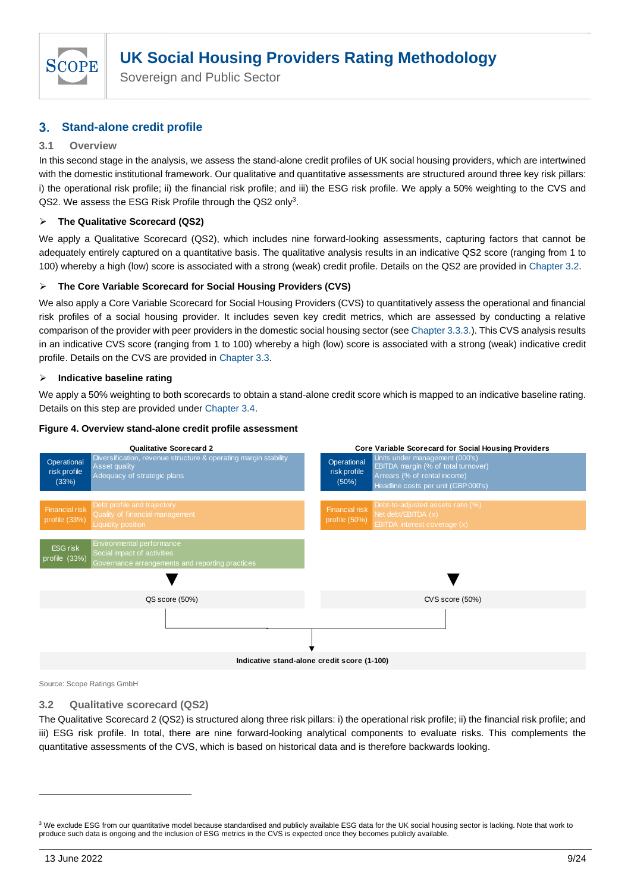## 3. Stand-alone credit profile

### 3.1 Overview

In this second stage in the analysis, we assess the stand-alone credit profiles of UK social housing providers, which are intertwined with the domestic institutional framework. Our qualitative and quantitative assessments are structured around three key risk pillars: i) the operational risk profile; ii) the financial risk profile; and iii) the ESG risk profile. We apply a 50% weighting to the CVS and QS2. We assess the ESG Risk Profile through the QS2 only[3].

- **The Qualitative Scorecard (QS2)**

We apply a Qualitative Scorecard (QS2), which includes nine forward-looking assessments, capturing factors that cannot be adequately entirely captured on a quantitative basis. The qualitative analysis results in an indicative QS2 score (ranging from 1 to 100) whereby a high (low) score is associated with a strong (weak) credit profile. Details on the QS2 are provided in Chapter 3.2.

- **The Core Variable Scorecard for Social Housing Providers (CVS)**

We also apply a Core Variable Scorecard for Social Housing Providers (CVS) to quantitatively assess the operational and financial risk profiles of a social housing provider. It includes seven key credit metrics, which are assessed by conducting a relative comparison of the provider with peer providers in the domestic social housing sector (see Chapter 3.3.3.). This CVS analysis results in an indicative CVS score (ranging from 1 to 100) whereby a high (low) score is associated with a strong (weak) indicative credit profile. Details on the CVS are provided in Chapter 3.3.

- **Indicative baseline rating**

We apply a 50% weighting to both scorecards to obtain a stand-alone credit score which is mapped to an indicative baseline rating. Details on this step are provided under Chapter 3.4.

**Figure 4. Overview stand-alone credit profile assessment**

| Qualitative Scorecard 2 | | Core Variable Scorecard for Social Housing Providers | |
|---|---|---|---|
| Operational risk profile (33%) | Diversification, revenue structure & operating margin stability<br>Asset quality<br>Adequacy of strategic plans | Operational risk profile (50%) | Units under management (000's)<br>EBITDA margin (% of total turnover)<br>Arrears (% of rental income)<br>Headline costs per unit (GBP 000's) |
| Financial risk profile (33%) | Debt profile and trajectory<br>Quality of financial management<br>Liquidity position | Financial risk profile (50%) | Debt-to-adjusted assets ratio (%)<br>Net debt/EBITDA (x)<br>EBITDA interest coverage (x) |
| ESG risk profile (33%) | Environmental performance<br>Social impact of activities<br>Governance arrangements and reporting practices | | |
| QS score (50%) | | CVS score (50%) | |

**Indicative stand-alone credit score (1-100)**

Source: Scope Ratings GmbH

### 3.2 Qualitative scorecard (QS2)

The Qualitative Scorecard 2 (QS2) is structured along three risk pillars: i) the operational risk profile; ii) the financial risk profile; and iii) ESG risk profile. In total, there are nine forward-looking analytical components to evaluate risks. This complements the quantitative assessments of the CVS, which is based on historical data and is therefore backwards looking.

[3] We exclude ESG from our quantitative model because standardised and publicly available ESG data for the UK social housing sector is lacking. Note that work to produce such data is ongoing and the inclusion of ESG metrics in the CVS is expected once they becomes publicly available.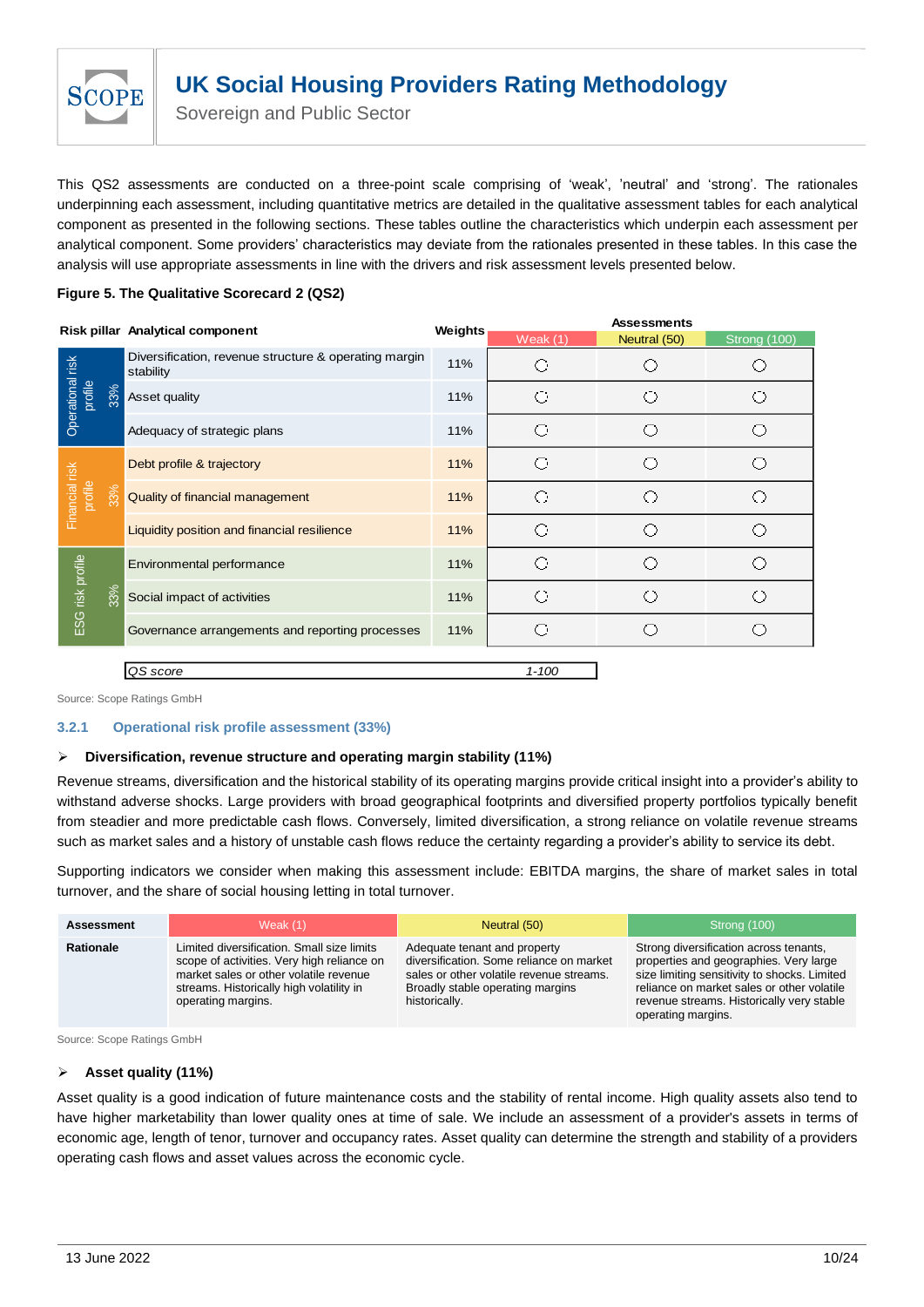This QS2 assessments are conducted on a three-point scale comprising of 'weak', 'neutral' and 'strong'. The rationales underpinning each assessment, including quantitative metrics are detailed in the qualitative assessment tables for each analytical component as presented in the following sections. These tables outline the characteristics which underpin each assessment per analytical component. Some providers' characteristics may deviate from the rationales presented in these tables. In this case the analysis will use appropriate assessments in line with the drivers and risk assessment levels presented below.

**Figure 5. The Qualitative Scorecard 2 (QS2)**

| Risk pillar | Analytical component | Weights | Assessments | | |
|---|---|---|---|---|---|
| | | | Weak (1) | Neutral (50) | Strong (100) |
| Operational risk profile 33% | Diversification, revenue structure & operating margin stability | 11% | ○ | ○ | ○ |
| | Asset quality | 11% | ○ | ○ | ○ |
| | Adequacy of strategic plans | 11% | ○ | ○ | ○ |
| Financial risk profile 33% | Debt profile & trajectory | 11% | ○ | ○ | ○ |
| | Quality of financial management | 11% | ○ | ○ | ○ |
| | Liquidity position and financial resilience | 11% | ○ | ○ | ○ |
| ESG risk profile 33% | Environmental performance | 11% | ○ | ○ | ○ |
| | Social impact of activities | 11% | ○ | ○ | ○ |
| | Governance arrangements and reporting processes | 11% | ○ | ○ | ○ |
| | *QS score* | | *1-100* | | |

Source: Scope Ratings GmbH

### 3.2.1 Operational risk profile assessment (33%)

➢ **Diversification, revenue structure and operating margin stability (11%)**

Revenue streams, diversification and the historical stability of its operating margins provide critical insight into a provider's ability to withstand adverse shocks. Large providers with broad geographical footprints and diversified property portfolios typically benefit from steadier and more predictable cash flows. Conversely, limited diversification, a strong reliance on volatile revenue streams such as market sales and a history of unstable cash flows reduce the certainty regarding a provider's ability to service its debt.

Supporting indicators we consider when making this assessment include: EBITDA margins, the share of market sales in total turnover, and the share of social housing letting in total turnover.

| Assessment | Weak (1) | Neutral (50) | Strong (100) |
|---|---|---|---|
| **Rationale** | Limited diversification. Small size limits scope of activities. Very high reliance on market sales or other volatile revenue streams. Historically high volatility in operating margins. | Adequate tenant and property diversification. Some reliance on market sales or other volatile revenue streams. Broadly stable operating margins historically. | Strong diversification across tenants, properties and geographies. Very large size limiting sensitivity to shocks. Limited reliance on market sales or other volatile revenue streams. Historically very stable operating margins. |

Source: Scope Ratings GmbH

➢ **Asset quality (11%)**

Asset quality is a good indication of future maintenance costs and the stability of rental income. High quality assets also tend to have higher marketability than lower quality ones at time of sale. We include an assessment of a provider's assets in terms of economic age, length of tenor, turnover and occupancy rates. Asset quality can determine the strength and stability of a providers operating cash flows and asset values across the economic cycle.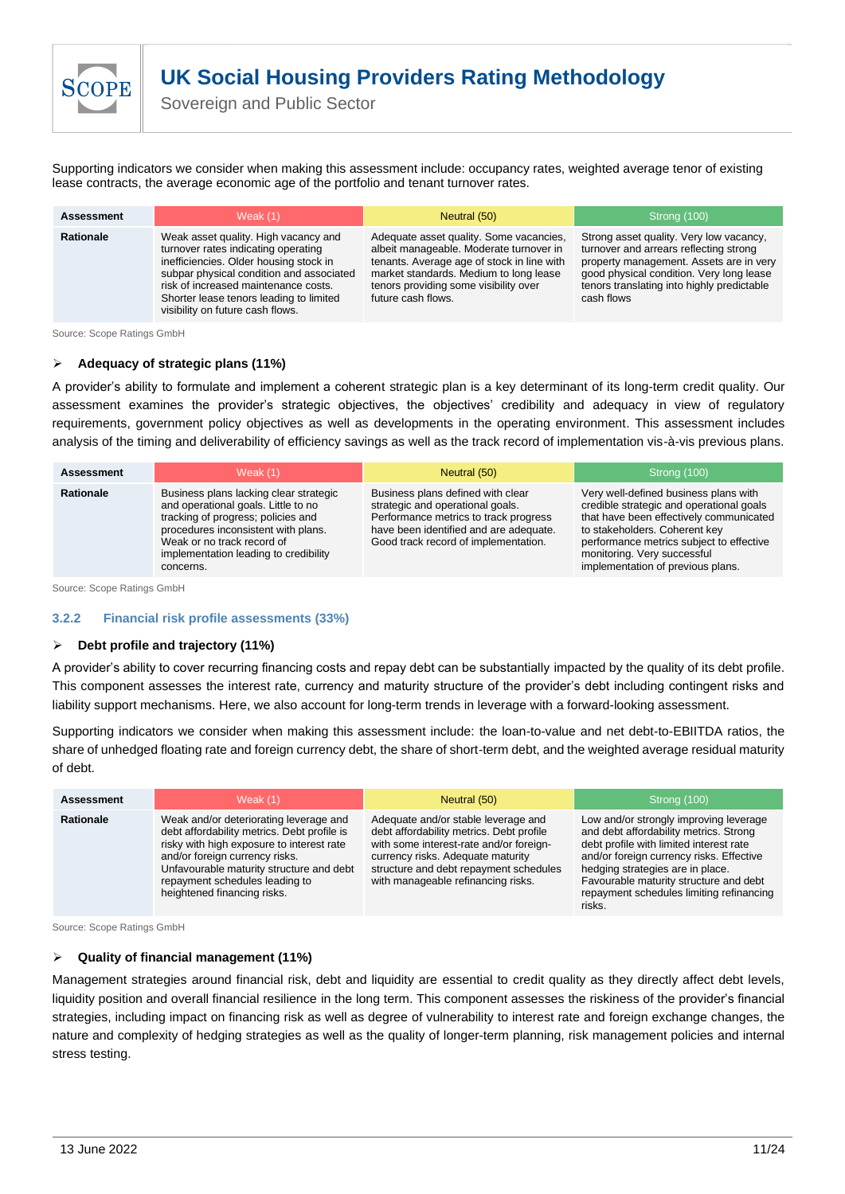Supporting indicators we consider when making this assessment include: occupancy rates, weighted average tenor of existing lease contracts, the average economic age of the portfolio and tenant turnover rates.

| Assessment | Weak (1) | Neutral (50) | Strong (100) |
|---|---|---|---|
| Rationale | Weak asset quality. High vacancy and turnover rates indicating operating inefficiencies. Older housing stock in subpar physical condition and associated risk of increased maintenance costs. Shorter lease tenors leading to limited visibility on future cash flows. | Adequate asset quality. Some vacancies, albeit manageable. Moderate turnover in tenants. Average age of stock in line with market standards. Medium to long lease tenors providing some visibility over future cash flows. | Strong asset quality. Very low vacancy, turnover and arrears reflecting strong property management. Assets are in very good physical condition. Very long lease tenors translating into highly predictable cash flows |

Source: Scope Ratings GmbH

- **Adequacy of strategic plans (11%)**

A provider's ability to formulate and implement a coherent strategic plan is a key determinant of its long-term credit quality. Our assessment examines the provider's strategic objectives, the objectives' credibility and adequacy in view of regulatory requirements, government policy objectives as well as developments in the operating environment. This assessment includes analysis of the timing and deliverability of efficiency savings as well as the track record of implementation vis-à-vis previous plans.

| Assessment | Weak (1) | Neutral (50) | Strong (100) |
|---|---|---|---|
| Rationale | Business plans lacking clear strategic and operational goals. Little to no tracking of progress; policies and procedures inconsistent with plans. Weak or no track record of implementation leading to credibility concerns. | Business plans defined with clear strategic and operational goals. Performance metrics to track progress have been identified and are adequate. Good track record of implementation. | Very well-defined business plans with credible strategic and operational goals that have been effectively communicated to stakeholders. Coherent key performance metrics subject to effective monitoring. Very successful implementation of previous plans. |

Source: Scope Ratings GmbH

### 3.2.2 Financial risk profile assessments (33%)

- **Debt profile and trajectory (11%)**

A provider's ability to cover recurring financing costs and repay debt can be substantially impacted by the quality of its debt profile. This component assesses the interest rate, currency and maturity structure of the provider's debt including contingent risks and liability support mechanisms. Here, we also account for long-term trends in leverage with a forward-looking assessment.

Supporting indicators we consider when making this assessment include: the loan-to-value and net debt-to-EBIITDA ratios, the share of unhedged floating rate and foreign currency debt, the share of short-term debt, and the weighted average residual maturity of debt.

| Assessment | Weak (1) | Neutral (50) | Strong (100) |
|---|---|---|---|
| Rationale | Weak and/or deteriorating leverage and debt affordability metrics. Debt profile is risky with high exposure to interest rate and/or foreign currency risks. Unfavourable maturity structure and debt repayment schedules leading to heightened financing risks. | Adequate and/or stable leverage and debt affordability metrics. Debt profile with some interest-rate and/or foreign-currency risks. Adequate maturity structure and debt repayment schedules with manageable refinancing risks. | Low and/or strongly improving leverage and debt affordability metrics. Strong debt profile with limited interest rate and/or foreign currency risks. Effective hedging strategies are in place. Favourable maturity structure and debt repayment schedules limiting refinancing risks. |

Source: Scope Ratings GmbH

- **Quality of financial management (11%)**

Management strategies around financial risk, debt and liquidity are essential to credit quality as they directly affect debt levels, liquidity position and overall financial resilience in the long term. This component assesses the riskiness of the provider's financial strategies, including impact on financing risk as well as degree of vulnerability to interest rate and foreign exchange changes, the nature and complexity of hedging strategies as well as the quality of longer-term planning, risk management policies and internal stress testing.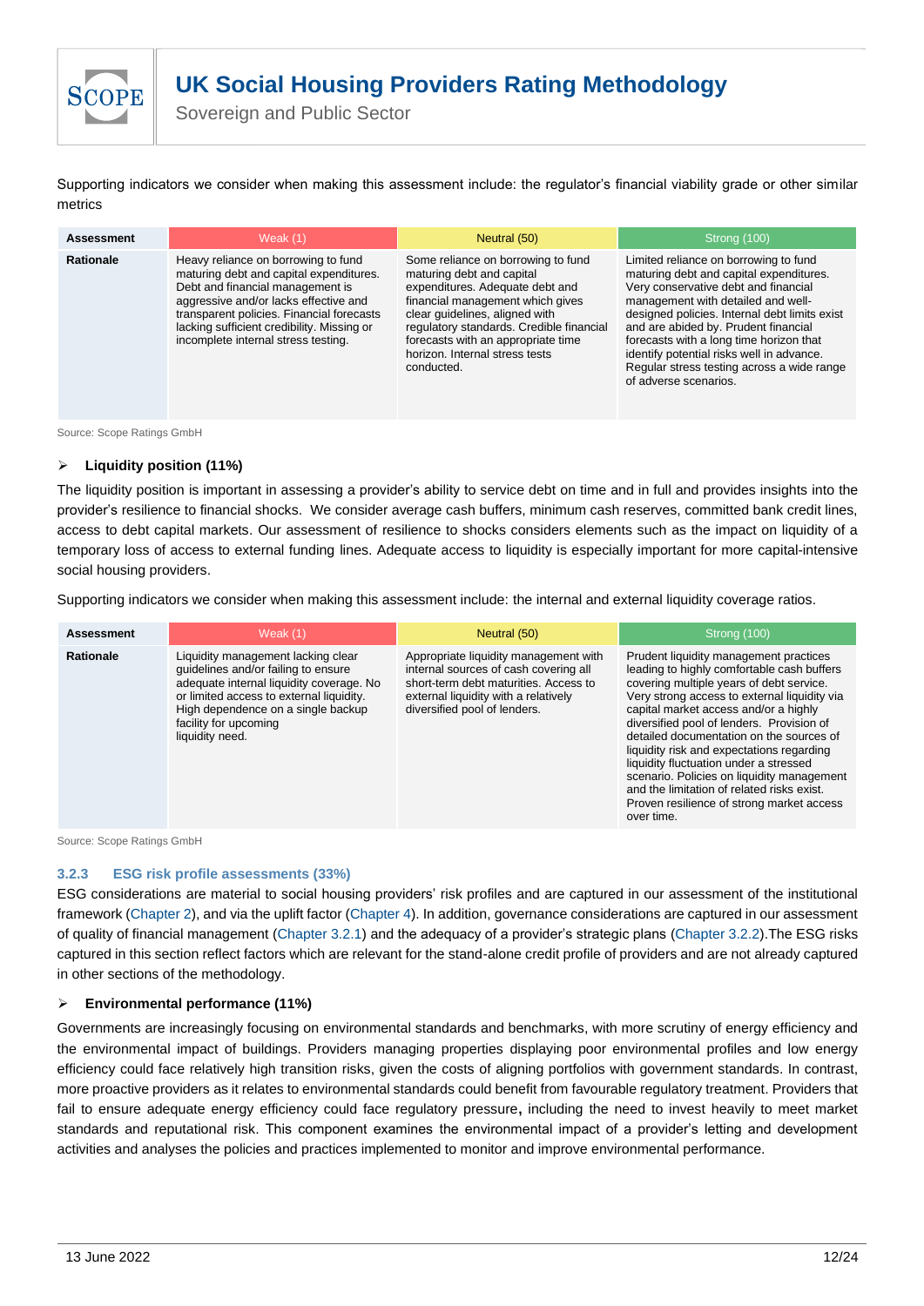Supporting indicators we consider when making this assessment include: the regulator's financial viability grade or other similar metrics

| Assessment | Weak (1) | Neutral (50) | Strong (100) |
|---|---|---|---|
| Rationale | Heavy reliance on borrowing to fund maturing debt and capital expenditures. Debt and financial management is aggressive and/or lacks effective and transparent policies. Financial forecasts lacking sufficient credibility. Missing or incomplete internal stress testing. | Some reliance on borrowing to fund maturing debt and capital expenditures. Adequate debt and financial management which gives clear guidelines, aligned with regulatory standards. Credible financial forecasts with an appropriate time horizon. Internal stress tests conducted. | Limited reliance on borrowing to fund maturing debt and capital expenditures. Very conservative debt and financial management with detailed and well-designed policies. Internal debt limits exist and are abided by. Prudent financial forecasts with a long time horizon that identify potential risks well in advance. Regular stress testing across a wide range of adverse scenarios. |

Source: Scope Ratings GmbH

- **Liquidity position (11%)**

The liquidity position is important in assessing a provider's ability to service debt on time and in full and provides insights into the provider's resilience to financial shocks. We consider average cash buffers, minimum cash reserves, committed bank credit lines, access to debt capital markets. Our assessment of resilience to shocks considers elements such as the impact on liquidity of a temporary loss of access to external funding lines. Adequate access to liquidity is especially important for more capital-intensive social housing providers.

Supporting indicators we consider when making this assessment include: the internal and external liquidity coverage ratios.

| Assessment | Weak (1) | Neutral (50) | Strong (100) |
|---|---|---|---|
| Rationale | Liquidity management lacking clear guidelines and/or failing to ensure adequate internal liquidity coverage. No or limited access to external liquidity. High dependence on a single backup facility for upcoming liquidity need. | Appropriate liquidity management with internal sources of cash covering all short-term debt maturities. Access to external liquidity with a relatively diversified pool of lenders. | Prudent liquidity management practices leading to highly comfortable cash buffers covering multiple years of debt service. Very strong access to external liquidity via capital market access and/or a highly diversified pool of lenders. Provision of detailed documentation on the sources of liquidity risk and expectations regarding liquidity fluctuation under a stressed scenario. Policies on liquidity management and the limitation of related risks exist. Proven resilience of strong market access over time. |

Source: Scope Ratings GmbH

### 3.2.3 ESG risk profile assessments (33%)

ESG considerations are material to social housing providers' risk profiles and are captured in our assessment of the institutional framework (Chapter 2), and via the uplift factor (Chapter 4). In addition, governance considerations are captured in our assessment of quality of financial management (Chapter 3.2.1) and the adequacy of a provider's strategic plans (Chapter 3.2.2).The ESG risks captured in this section reflect factors which are relevant for the stand-alone credit profile of providers and are not already captured in other sections of the methodology.

- **Environmental performance (11%)**

Governments are increasingly focusing on environmental standards and benchmarks, with more scrutiny of energy efficiency and the environmental impact of buildings. Providers managing properties displaying poor environmental profiles and low energy efficiency could face relatively high transition risks, given the costs of aligning portfolios with government standards. In contrast, more proactive providers as it relates to environmental standards could benefit from favourable regulatory treatment. Providers that fail to ensure adequate energy efficiency could face regulatory pressure, including the need to invest heavily to meet market standards and reputational risk. This component examines the environmental impact of a provider's letting and development activities and analyses the policies and practices implemented to monitor and improve environmental performance.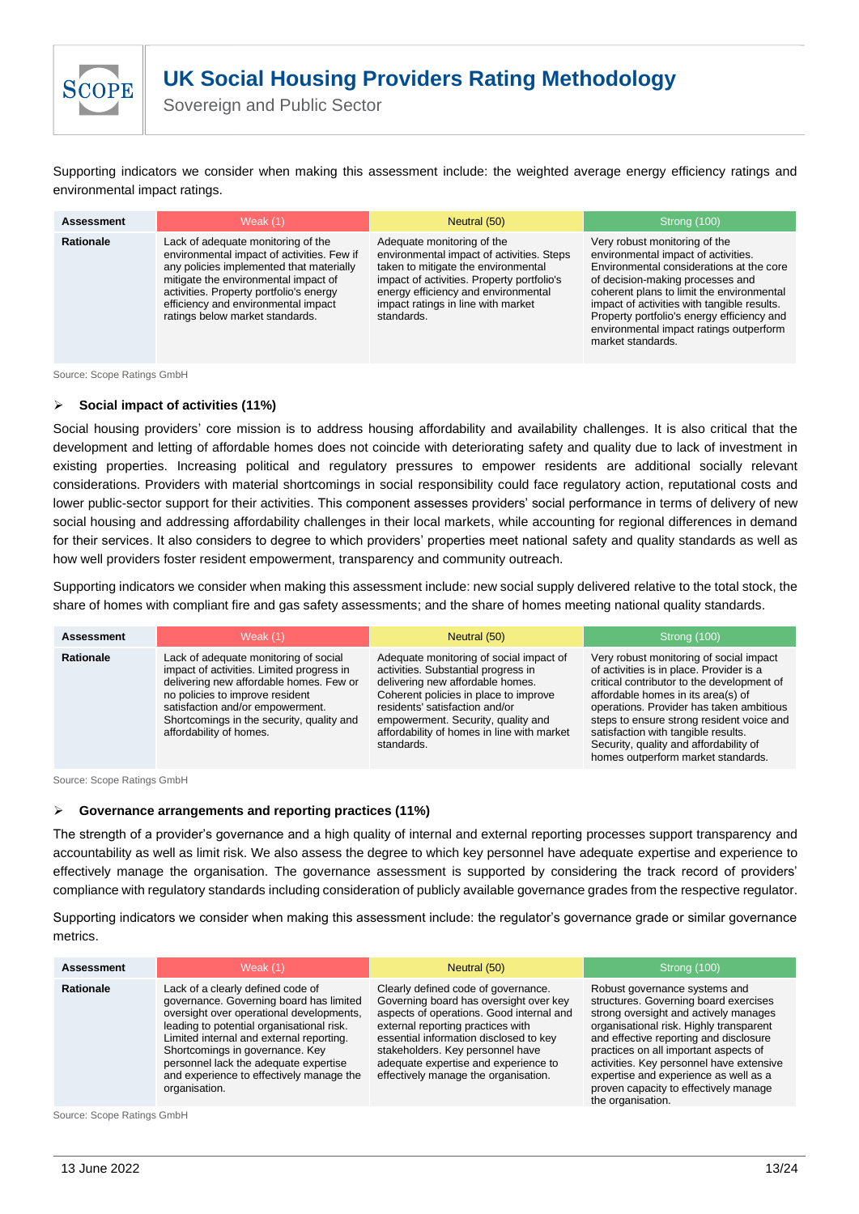Supporting indicators we consider when making this assessment include: the weighted average energy efficiency ratings and environmental impact ratings.

| Assessment | Weak (1) | Neutral (50) | Strong (100) |
| --- | --- | --- | --- |
| Rationale | Lack of adequate monitoring of the environmental impact of activities. Few if any policies implemented that materially mitigate the environmental impact of activities. Property portfolio's energy efficiency and environmental impact ratings below market standards. | Adequate monitoring of the environmental impact of activities. Steps taken to mitigate the environmental impact of activities. Property portfolio's energy efficiency and environmental impact ratings in line with market standards. | Very robust monitoring of the environmental impact of activities. Environmental considerations at the core of decision-making processes and coherent plans to limit the environmental impact of activities with tangible results. Property portfolio's energy efficiency and environmental impact ratings outperform market standards. |

Source: Scope Ratings GmbH

- **Social impact of activities (11%)**

Social housing providers' core mission is to address housing affordability and availability challenges. It is also critical that the development and letting of affordable homes does not coincide with deteriorating safety and quality due to lack of investment in existing properties. Increasing political and regulatory pressures to empower residents are additional socially relevant considerations. Providers with material shortcomings in social responsibility could face regulatory action, reputational costs and lower public-sector support for their activities. This component assesses providers' social performance in terms of delivery of new social housing and addressing affordability challenges in their local markets, while accounting for regional differences in demand for their services. It also considers to degree to which providers' properties meet national safety and quality standards as well as how well providers foster resident empowerment, transparency and community outreach.

Supporting indicators we consider when making this assessment include: new social supply delivered relative to the total stock, the share of homes with compliant fire and gas safety assessments; and the share of homes meeting national quality standards.

| Assessment | Weak (1) | Neutral (50) | Strong (100) |
| --- | --- | --- | --- |
| Rationale | Lack of adequate monitoring of social impact of activities. Limited progress in delivering new affordable homes. Few or no policies to improve resident satisfaction and/or empowerment. Shortcomings in the security, quality and affordability of homes. | Adequate monitoring of social impact of activities. Substantial progress in delivering new affordable homes. Coherent policies in place to improve residents' satisfaction and/or empowerment. Security, quality and affordability of homes in line with market standards. | Very robust monitoring of social impact of activities is in place. Provider is a critical contributor to the development of affordable homes in its area(s) of operations. Provider has taken ambitious steps to ensure strong resident voice and satisfaction with tangible results. Security, quality and affordability of homes outperform market standards. |

Source: Scope Ratings GmbH

- **Governance arrangements and reporting practices (11%)**

The strength of a provider's governance and a high quality of internal and external reporting processes support transparency and accountability as well as limit risk. We also assess the degree to which key personnel have adequate expertise and experience to effectively manage the organisation. The governance assessment is supported by considering the track record of providers' compliance with regulatory standards including consideration of publicly available governance grades from the respective regulator.

Supporting indicators we consider when making this assessment include: the regulator's governance grade or similar governance metrics.

| Assessment | Weak (1) | Neutral (50) | Strong (100) |
| --- | --- | --- | --- |
| Rationale | Lack of a clearly defined code of governance. Governing board has limited oversight over operational developments, leading to potential organisational risk. Limited internal and external reporting. Shortcomings in governance. Key personnel lack the adequate expertise and experience to effectively manage the organisation. | Clearly defined code of governance. Governing board has oversight over key aspects of operations. Good internal and external reporting practices with essential information disclosed to key stakeholders. Key personnel have adequate expertise and experience to effectively manage the organisation. | Robust governance systems and structures. Governing board exercises strong oversight and actively manages organisational risk. Highly transparent and effective reporting and disclosure practices on all important aspects of activities. Key personnel have extensive expertise and experience as well as a proven capacity to effectively manage the organisation. |

Source: Scope Ratings GmbH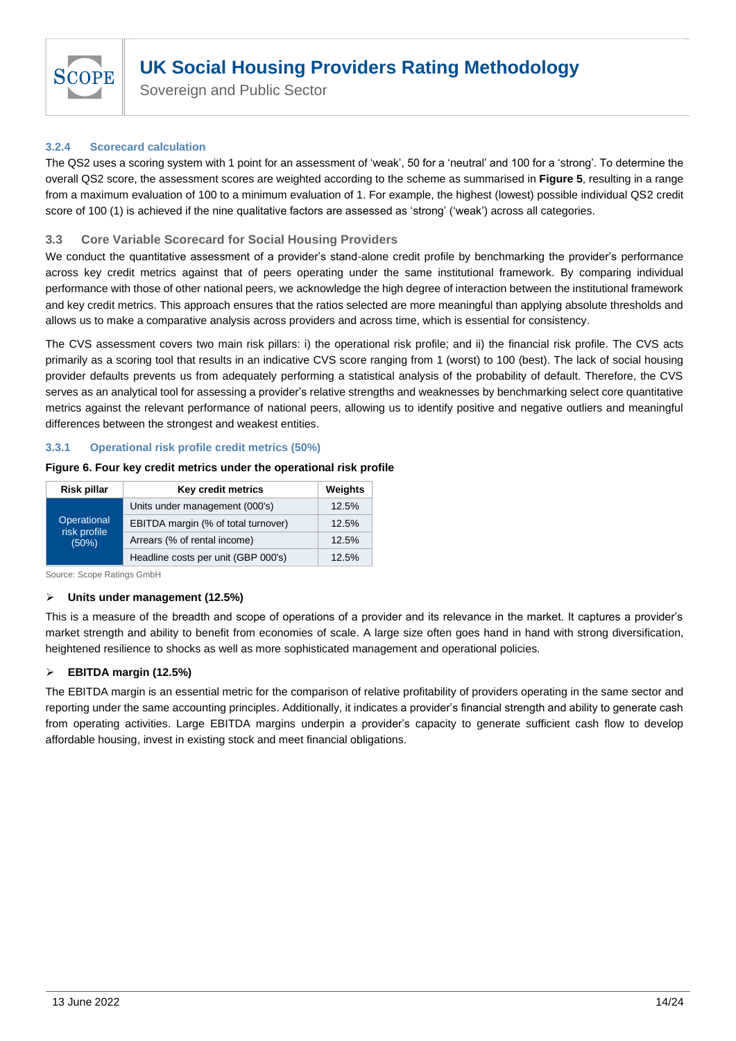#### 3.2.4 Scorecard calculation

The QS2 uses a scoring system with 1 point for an assessment of 'weak', 50 for a 'neutral' and 100 for a 'strong'. To determine the overall QS2 score, the assessment scores are weighted according to the scheme as summarised in **Figure 5**, resulting in a range from a maximum evaluation of 100 to a minimum evaluation of 1. For example, the highest (lowest) possible individual QS2 credit score of 100 (1) is achieved if the nine qualitative factors are assessed as 'strong' ('weak') across all categories.

### 3.3 Core Variable Scorecard for Social Housing Providers

We conduct the quantitative assessment of a provider's stand-alone credit profile by benchmarking the provider's performance across key credit metrics against that of peers operating under the same institutional framework. By comparing individual performance with those of other national peers, we acknowledge the high degree of interaction between the institutional framework and key credit metrics. This approach ensures that the ratios selected are more meaningful than applying absolute thresholds and allows us to make a comparative analysis across providers and across time, which is essential for consistency.

The CVS assessment covers two main risk pillars: i) the operational risk profile; and ii) the financial risk profile. The CVS acts primarily as a scoring tool that results in an indicative CVS score ranging from 1 (worst) to 100 (best). The lack of social housing provider defaults prevents us from adequately performing a statistical analysis of the probability of default. Therefore, the CVS serves as an analytical tool for assessing a provider's relative strengths and weaknesses by benchmarking select core quantitative metrics against the relevant performance of national peers, allowing us to identify positive and negative outliers and meaningful differences between the strongest and weakest entities.

#### 3.3.1 Operational risk profile credit metrics (50%)

**Figure 6. Four key credit metrics under the operational risk profile**

| Risk pillar | Key credit metrics | Weights |
|---|---|---|
| Operational risk profile (50%) | Units under management (000's) | 12.5% |
| | EBITDA margin (% of total turnover) | 12.5% |
| | Arrears (% of rental income) | 12.5% |
| | Headline costs per unit (GBP 000's) | 12.5% |

Source: Scope Ratings GmbH

- **Units under management (12.5%)**

This is a measure of the breadth and scope of operations of a provider and its relevance in the market. It captures a provider's market strength and ability to benefit from economies of scale. A large size often goes hand in hand with strong diversification, heightened resilience to shocks as well as more sophisticated management and operational policies.

- **EBITDA margin (12.5%)**

The EBITDA margin is an essential metric for the comparison of relative profitability of providers operating in the same sector and reporting under the same accounting principles. Additionally, it indicates a provider's financial strength and ability to generate cash from operating activities. Large EBITDA margins underpin a provider's capacity to generate sufficient cash flow to develop affordable housing, invest in existing stock and meet financial obligations.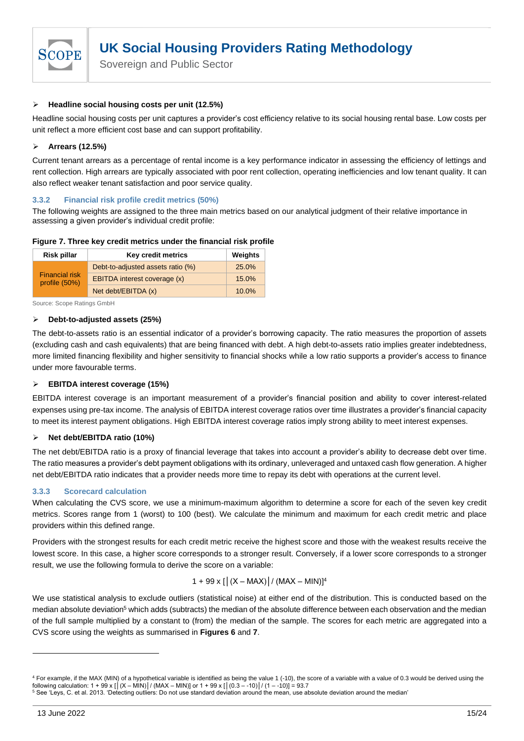- **Headline social housing costs per unit (12.5%)**

Headline social housing costs per unit captures a provider's cost efficiency relative to its social housing rental base. Low costs per unit reflect a more efficient cost base and can support profitability.

- **Arrears (12.5%)**

Current tenant arrears as a percentage of rental income is a key performance indicator in assessing the efficiency of lettings and rent collection. High arrears are typically associated with poor rent collection, operating inefficiencies and low tenant quality. It can also reflect weaker tenant satisfaction and poor service quality.

### 3.3.2 Financial risk profile credit metrics (50%)

The following weights are assigned to the three main metrics based on our analytical judgment of their relative importance in assessing a given provider's individual credit profile:

**Figure 7. Three key credit metrics under the financial risk profile**

| Risk pillar | Key credit metrics | Weights |
|---|---|---|
| Financial risk profile (50%) | Debt-to-adjusted assets ratio (%) | 25.0% |
| | EBITDA interest coverage (x) | 15.0% |
| | Net debt/EBITDA (x) | 10.0% |

Source: Scope Ratings GmbH

- **Debt-to-adjusted assets (25%)**

The debt-to-assets ratio is an essential indicator of a provider's borrowing capacity. The ratio measures the proportion of assets (excluding cash and cash equivalents) that are being financed with debt. A high debt-to-assets ratio implies greater indebtedness, more limited financing flexibility and higher sensitivity to financial shocks while a low ratio supports a provider's access to finance under more favourable terms.

- **EBITDA interest coverage (15%)**

EBITDA interest coverage is an important measurement of a provider's financial position and ability to cover interest-related expenses using pre-tax income. The analysis of EBITDA interest coverage ratios over time illustrates a provider's financial capacity to meet its interest payment obligations. High EBITDA interest coverage ratios imply strong ability to meet interest expenses.

- **Net debt/EBITDA ratio (10%)**

The net debt/EBITDA ratio is a proxy of financial leverage that takes into account a provider's ability to decrease debt over time. The ratio measures a provider's debt payment obligations with its ordinary, unleveraged and untaxed cash flow generation. A higher net debt/EBITDA ratio indicates that a provider needs more time to repay its debt with operations at the current level.

### 3.3.3 Scorecard calculation

When calculating the CVS score, we use a minimum-maximum algorithm to determine a score for each of the seven key credit metrics. Scores range from 1 (worst) to 100 (best). We calculate the minimum and maximum for each credit metric and place providers within this defined range.

Providers with the strongest results for each credit metric receive the highest score and those with the weakest results receive the lowest score. In this case, a higher score corresponds to a stronger result. Conversely, if a lower score corresponds to a stronger result, we use the following formula to derive the score on a variable:

$$1 + 99 \times [\,|(X - MAX)|\,/\,(MAX - MIN)]$$ [4]

We use statistical analysis to exclude outliers (statistical noise) at either end of the distribution. This is conducted based on the median absolute deviation[5] which adds (subtracts) the median of the absolute difference between each observation and the median of the full sample multiplied by a constant to (from) the median of the sample. The scores for each metric are aggregated into a CVS score using the weights as summarised in **Figures 6** and **7**.

---

[4] For example, if the MAX (MIN) of a hypothetical variable is identified as being the value 1 (-10), the score of a variable with a value of 0.3 would be derived using the following calculation: $1 + 99 \times [\,|(X - MIN)|\,/\,(MAX - MIN)]$ or $1 + 99 \times [\,|(0.3 - -10)|\,/\,(1 - -10)] = 93.7$

[5] See 'Leys, C. et al. 2013. 'Detecting outliers: Do not use standard deviation around the mean, use absolute deviation around the median'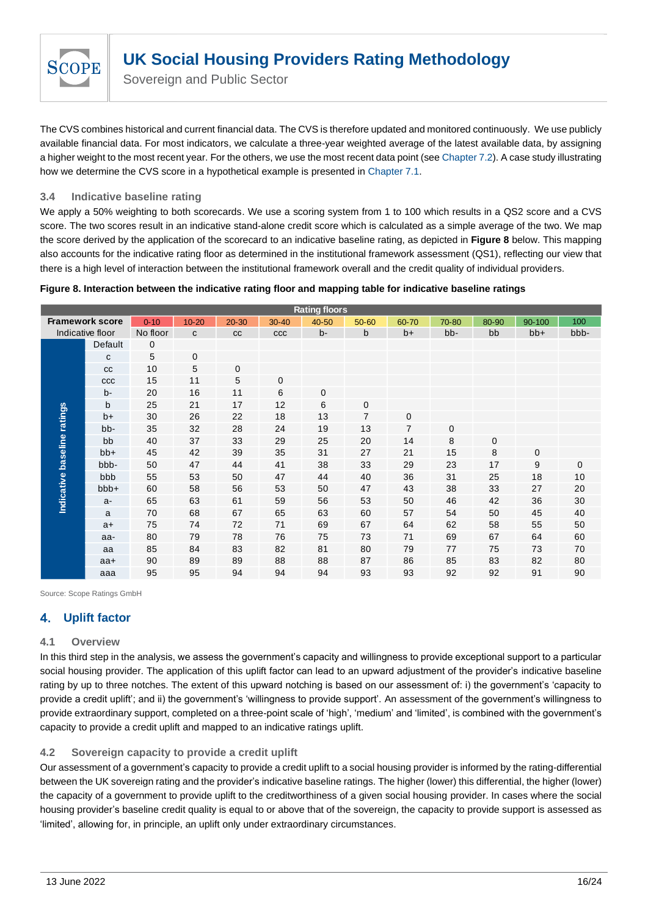The CVS combines historical and current financial data. The CVS is therefore updated and monitored continuously. We use publicly available financial data. For most indicators, we calculate a three-year weighted average of the latest available data, by assigning a higher weight to the most recent year. For the others, we use the most recent data point (see Chapter 7.2). A case study illustrating how we determine the CVS score in a hypothetical example is presented in Chapter 7.1.

### 3.4 Indicative baseline rating

We apply a 50% weighting to both scorecards. We use a scoring system from 1 to 100 which results in a QS2 score and a CVS score. The two scores result in an indicative stand-alone credit score which is calculated as a simple average of the two. We map the score derived by the application of the scorecard to an indicative baseline rating, as depicted in **Figure 8** below. This mapping also accounts for the indicative rating floor as determined in the institutional framework assessment (QS1), reflecting our view that there is a high level of interaction between the institutional framework overall and the credit quality of individual providers.

**Figure 8. Interaction between the indicative rating floor and mapping table for indicative baseline ratings**

| | Rating floors | | | | | | | | | | | |
|---|---|---|---|---|---|---|---|---|---|---|---|---|
| | **Framework score** | 0-10 | 10-20 | 20-30 | 30-40 | 40-50 | 50-60 | 60-70 | 70-80 | 80-90 | 90-100 | 100 |
| | Indicative floor | No floor | c | cc | ccc | b- | b | b+ | bb- | bb | bb+ | bbb- |
| **Indicative baseline ratings** | Default | 0 | | | | | | | | | | |
| | c | 5 | 0 | | | | | | | | | |
| | cc | 10 | 5 | 0 | | | | | | | | |
| | ccc | 15 | 11 | 5 | 0 | | | | | | | |
| | b- | 20 | 16 | 11 | 6 | 0 | | | | | | |
| | b | 25 | 21 | 17 | 12 | 6 | 0 | | | | | |
| | b+ | 30 | 26 | 22 | 18 | 13 | 7 | 0 | | | | |
| | bb- | 35 | 32 | 28 | 24 | 19 | 13 | 7 | 0 | | | |
| | bb | 40 | 37 | 33 | 29 | 25 | 20 | 14 | 8 | 0 | | |
| | bb+ | 45 | 42 | 39 | 35 | 31 | 27 | 21 | 15 | 8 | 0 | |
| | bbb- | 50 | 47 | 44 | 41 | 38 | 33 | 29 | 23 | 17 | 9 | 0 |
| | bbb | 55 | 53 | 50 | 47 | 44 | 40 | 36 | 31 | 25 | 18 | 10 |
| | bbb+ | 60 | 58 | 56 | 53 | 50 | 47 | 43 | 38 | 33 | 27 | 20 |
| | a- | 65 | 63 | 61 | 59 | 56 | 53 | 50 | 46 | 42 | 36 | 30 |
| | a | 70 | 68 | 67 | 65 | 63 | 60 | 57 | 54 | 50 | 45 | 40 |
| | a+ | 75 | 74 | 72 | 71 | 69 | 67 | 64 | 62 | 58 | 55 | 50 |
| | aa- | 80 | 79 | 78 | 76 | 75 | 73 | 71 | 69 | 67 | 64 | 60 |
| | aa | 85 | 84 | 83 | 82 | 81 | 80 | 79 | 77 | 75 | 73 | 70 |
| | aa+ | 90 | 89 | 89 | 88 | 88 | 87 | 86 | 85 | 83 | 82 | 80 |
| | aaa | 95 | 95 | 94 | 94 | 94 | 93 | 93 | 92 | 92 | 91 | 90 |

Source: Scope Ratings GmbH

## 4. Uplift factor

### 4.1 Overview

In this third step in the analysis, we assess the government's capacity and willingness to provide exceptional support to a particular social housing provider. The application of this uplift factor can lead to an upward adjustment of the provider's indicative baseline rating by up to three notches. The extent of this upward notching is based on our assessment of: i) the government's 'capacity to provide a credit uplift'; and ii) the government's 'willingness to provide support'. An assessment of the government's willingness to provide extraordinary support, completed on a three-point scale of 'high', 'medium' and 'limited', is combined with the government's capacity to provide a credit uplift and mapped to an indicative ratings uplift.

### 4.2 Sovereign capacity to provide a credit uplift

Our assessment of a government's capacity to provide a credit uplift to a social housing provider is informed by the rating-differential between the UK sovereign rating and the provider's indicative baseline ratings. The higher (lower) this differential, the higher (lower) the capacity of a government to provide uplift to the creditworthiness of a given social housing provider. In cases where the social housing provider's baseline credit quality is equal to or above that of the sovereign, the capacity to provide support is assessed as 'limited', allowing for, in principle, an uplift only under extraordinary circumstances.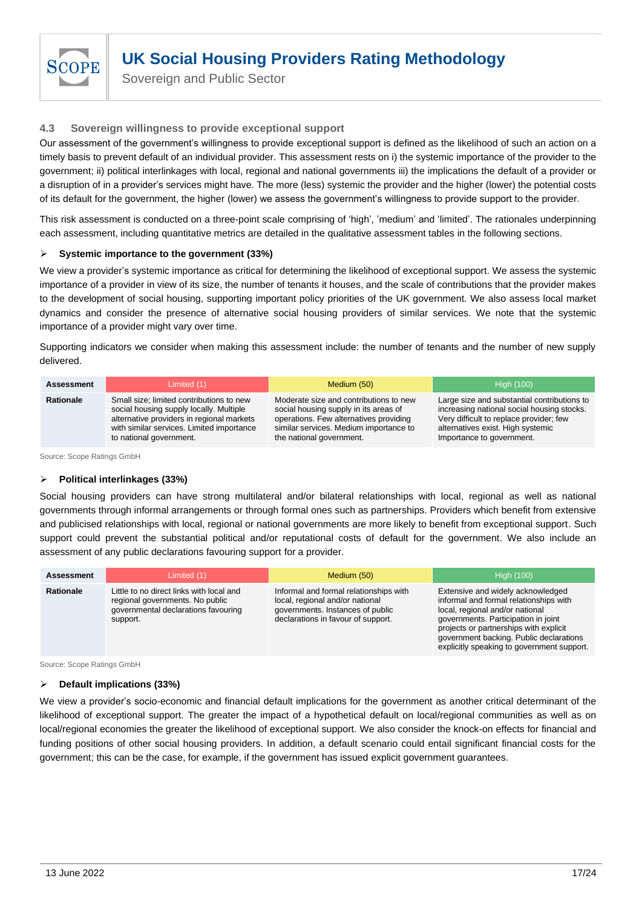### 4.3 Sovereign willingness to provide exceptional support

Our assessment of the government's willingness to provide exceptional support is defined as the likelihood of such an action on a timely basis to prevent default of an individual provider. This assessment rests on i) the systemic importance of the provider to the government; ii) political interlinkages with local, regional and national governments iii) the implications the default of a provider or a disruption of in a provider's services might have. The more (less) systemic the provider and the higher (lower) the potential costs of its default for the government, the higher (lower) we assess the government's willingness to provide support to the provider.

This risk assessment is conducted on a three-point scale comprising of 'high', 'medium' and 'limited'. The rationales underpinning each assessment, including quantitative metrics are detailed in the qualitative assessment tables in the following sections.

- **Systemic importance to the government (33%)**

We view a provider's systemic importance as critical for determining the likelihood of exceptional support. We assess the systemic importance of a provider in view of its size, the number of tenants it houses, and the scale of contributions that the provider makes to the development of social housing, supporting important policy priorities of the UK government. We also assess local market dynamics and consider the presence of alternative social housing providers of similar services. We note that the systemic importance of a provider might vary over time.

Supporting indicators we consider when making this assessment include: the number of tenants and the number of new supply delivered.

| Assessment | Limited (1) | Medium (50) | High (100) |
|---|---|---|---|
| **Rationale** | Small size; limited contributions to new social housing supply locally. Multiple alternative providers in regional markets with similar services. Limited importance to national government. | Moderate size and contributions to new social housing supply in its areas of operations. Few alternatives providing similar services. Medium importance to the national government. | Large size and substantial contributions to increasing national social housing stocks. Very difficult to replace provider; few alternatives exist. High systemic Importance to government. |

Source: Scope Ratings GmbH

- **Political interlinkages (33%)**

Social housing providers can have strong multilateral and/or bilateral relationships with local, regional as well as national governments through informal arrangements or through formal ones such as partnerships. Providers which benefit from extensive and publicised relationships with local, regional or national governments are more likely to benefit from exceptional support. Such support could prevent the substantial political and/or reputational costs of default for the government. We also include an assessment of any public declarations favouring support for a provider.

| Assessment | Limited (1) | Medium (50) | High (100) |
|---|---|---|---|
| **Rationale** | Little to no direct links with local and regional governments. No public governmental declarations favouring support. | Informal and formal relationships with local, regional and/or national governments. Instances of public declarations in favour of support. | Extensive and widely acknowledged informal and formal relationships with local, regional and/or national governments. Participation in joint projects or partnerships with explicit government backing. Public declarations explicitly speaking to government support. |

Source: Scope Ratings GmbH

- **Default implications (33%)**

We view a provider's socio-economic and financial default implications for the government as another critical determinant of the likelihood of exceptional support. The greater the impact of a hypothetical default on local/regional communities as well as on local/regional economies the greater the likelihood of exceptional support. We also consider the knock-on effects for financial and funding positions of other social housing providers. In addition, a default scenario could entail significant financial costs for the government; this can be the case, for example, if the government has issued explicit government guarantees.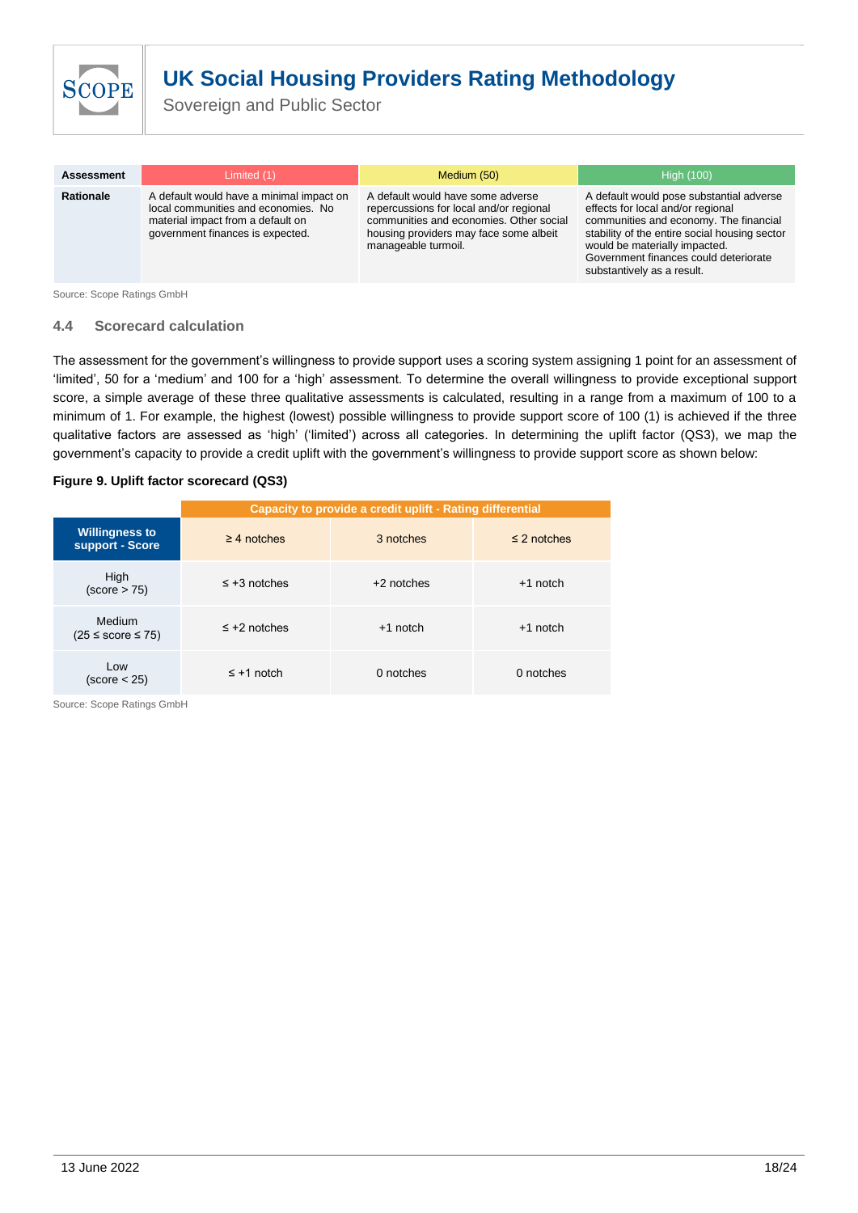| Assessment | Limited (1) | Medium (50) | High (100) |
| --- | --- | --- | --- |
| Rationale | A default would have a minimal impact on local communities and economies. No material impact from a default on government finances is expected. | A default would have some adverse repercussions for local and/or regional communities and economies. Other social housing providers may face some albeit manageable turmoil. | A default would pose substantial adverse effects for local and/or regional communities and economy. The financial stability of the entire social housing sector would be materially impacted. Government finances could deteriorate substantively as a result. |

Source: Scope Ratings GmbH

### 4.4 Scorecard calculation

The assessment for the government's willingness to provide support uses a scoring system assigning 1 point for an assessment of 'limited', 50 for a 'medium' and 100 for a 'high' assessment. To determine the overall willingness to provide exceptional support score, a simple average of these three qualitative assessments is calculated, resulting in a range from a maximum of 100 to a minimum of 1. For example, the highest (lowest) possible willingness to provide support score of 100 (1) is achieved if the three qualitative factors are assessed as 'high' ('limited') across all categories. In determining the uplift factor (QS3), we map the government's capacity to provide a credit uplift with the government's willingness to provide support score as shown below:

**Figure 9. Uplift factor scorecard (QS3)**

| | Capacity to provide a credit uplift - Rating differential | | |
| --- | --- | --- | --- |
| **Willingness to support - Score** | ≥ 4 notches | 3 notches | ≤ 2 notches |
| High (score > 75) | ≤ +3 notches | +2 notches | +1 notch |
| Medium (25 ≤ score ≤ 75) | ≤ +2 notches | +1 notch | +1 notch |
| Low (score < 25) | ≤ +1 notch | 0 notches | 0 notches |

Source: Scope Ratings GmbH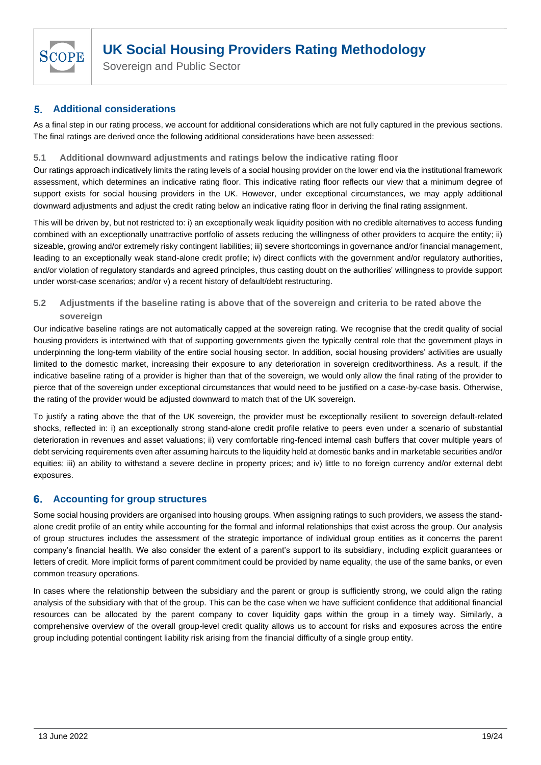## 5. Additional considerations

As a final step in our rating process, we account for additional considerations which are not fully captured in the previous sections. The final ratings are derived once the following additional considerations have been assessed:

### 5.1 Additional downward adjustments and ratings below the indicative rating floor

Our ratings approach indicatively limits the rating levels of a social housing provider on the lower end via the institutional framework assessment, which determines an indicative rating floor. This indicative rating floor reflects our view that a minimum degree of support exists for social housing providers in the UK. However, under exceptional circumstances, we may apply additional downward adjustments and adjust the credit rating below an indicative rating floor in deriving the final rating assignment.

This will be driven by, but not restricted to: i) an exceptionally weak liquidity position with no credible alternatives to access funding combined with an exceptionally unattractive portfolio of assets reducing the willingness of other providers to acquire the entity; ii) sizeable, growing and/or extremely risky contingent liabilities; iii) severe shortcomings in governance and/or financial management, leading to an exceptionally weak stand-alone credit profile; iv) direct conflicts with the government and/or regulatory authorities, and/or violation of regulatory standards and agreed principles, thus casting doubt on the authorities' willingness to provide support under worst-case scenarios; and/or v) a recent history of default/debt restructuring.

### 5.2 Adjustments if the baseline rating is above that of the sovereign and criteria to be rated above the sovereign

Our indicative baseline ratings are not automatically capped at the sovereign rating. We recognise that the credit quality of social housing providers is intertwined with that of supporting governments given the typically central role that the government plays in underpinning the long-term viability of the entire social housing sector. In addition, social housing providers' activities are usually limited to the domestic market, increasing their exposure to any deterioration in sovereign creditworthiness. As a result, if the indicative baseline rating of a provider is higher than that of the sovereign, we would only allow the final rating of the provider to pierce that of the sovereign under exceptional circumstances that would need to be justified on a case-by-case basis. Otherwise, the rating of the provider would be adjusted downward to match that of the UK sovereign.

To justify a rating above the that of the UK sovereign, the provider must be exceptionally resilient to sovereign default-related shocks, reflected in: i) an exceptionally strong stand-alone credit profile relative to peers even under a scenario of substantial deterioration in revenues and asset valuations; ii) very comfortable ring-fenced internal cash buffers that cover multiple years of debt servicing requirements even after assuming haircuts to the liquidity held at domestic banks and in marketable securities and/or equities; iii) an ability to withstand a severe decline in property prices; and iv) little to no foreign currency and/or external debt exposures.

## 6. Accounting for group structures

Some social housing providers are organised into housing groups. When assigning ratings to such providers, we assess the stand-alone credit profile of an entity while accounting for the formal and informal relationships that exist across the group. Our analysis of group structures includes the assessment of the strategic importance of individual group entities as it concerns the parent company's financial health. We also consider the extent of a parent's support to its subsidiary, including explicit guarantees or letters of credit. More implicit forms of parent commitment could be provided by name equality, the use of the same banks, or even common treasury operations.

In cases where the relationship between the subsidiary and the parent or group is sufficiently strong, we could align the rating analysis of the subsidiary with that of the group. This can be the case when we have sufficient confidence that additional financial resources can be allocated by the parent company to cover liquidity gaps within the group in a timely way. Similarly, a comprehensive overview of the overall group-level credit quality allows us to account for risks and exposures across the entire group including potential contingent liability risk arising from the financial difficulty of a single group entity.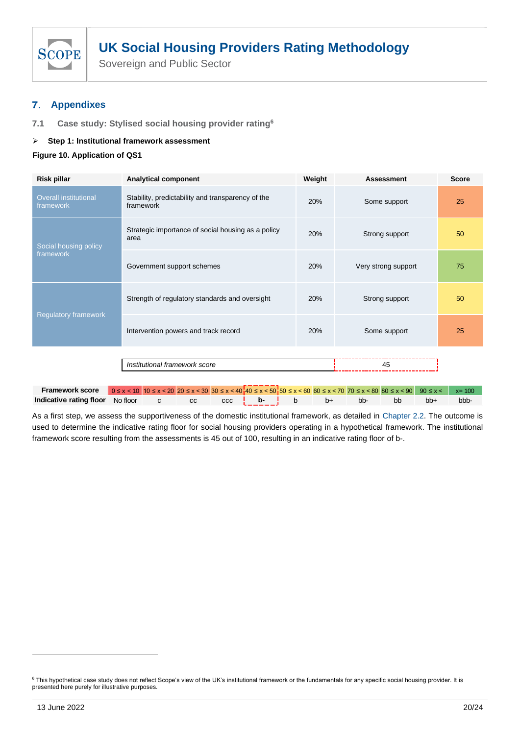## 7. Appendixes

### 7.1 Case study: Stylised social housing provider rating[6]

➢ **Step 1: Institutional framework assessment**

**Figure 10. Application of QS1**

| Risk pillar | Analytical component | Weight | Assessment | Score |
|---|---|---|---|---|
| Overall institutional framework | Stability, predictability and transparency of the framework | 20% | Some support | 25 |
| Social housing policy framework | Strategic importance of social housing as a policy area | 20% | Strong support | 50 |
| | Government support schemes | 20% | Very strong support | 75 |
| Regulatory framework | Strength of regulatory standards and oversight | 20% | Strong support | 50 |
| | Intervention powers and track record | 20% | Some support | 25 |

| *Institutional framework score* | 45 |
|---|---|

| Framework score | 0 ≤ x < 10 | 10 ≤ x < 20 | 20 ≤ x < 30 | 30 ≤ x < 40 | 40 ≤ x < 50 | 50 ≤ x < 60 | 60 ≤ x < 70 | 70 ≤ x < 80 | 80 ≤ x < 90 | 90 ≤ x < | x= 100 |
|---|---|---|---|---|---|---|---|---|---|---|---|
| Indicative rating floor | No floor | c | cc | ccc | b- | b | b+ | bb- | bb | bb+ | bbb- |

As a first step, we assess the supportiveness of the domestic institutional framework, as detailed in Chapter 2.2. The outcome is used to determine the indicative rating floor for social housing providers operating in a hypothetical framework. The institutional framework score resulting from the assessments is 45 out of 100, resulting in an indicative rating floor of b-.

[6] This hypothetical case study does not reflect Scope's view of the UK's institutional framework or the fundamentals for any specific social housing provider. It is presented here purely for illustrative purposes.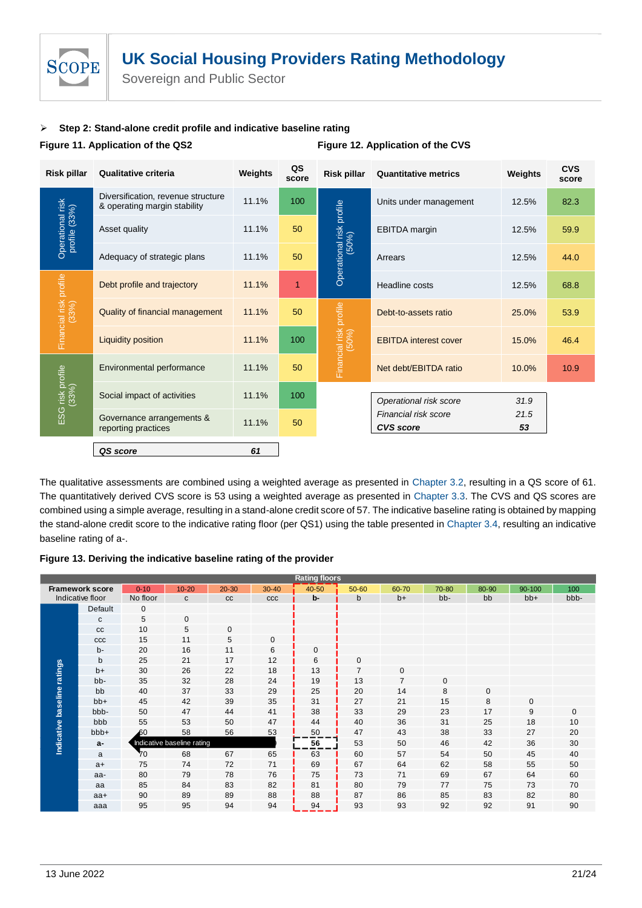- **Step 2: Stand-alone credit profile and indicative baseline rating**

**Figure 11. Application of the QS2**

| Risk pillar | Qualitative criteria | Weights | QS score |
|---|---|---|---|
| Operational risk profile (33%) | Diversification, revenue structure & operating margin stability | 11.1% | 100 |
| | Asset quality | 11.1% | 50 |
| | Adequacy of strategic plans | 11.1% | 50 |
| Financial risk profile (33%) | Debt profile and trajectory | 11.1% | 1 |
| | Quality of financial management | 11.1% | 50 |
| | Liquidity position | 11.1% | 100 |
| ESG risk profile (33%) | Environmental performance | 11.1% | 50 |
| | Social impact of activities | 11.1% | 100 |
| | Governance arrangements & reporting practices | 11.1% | 50 |
| | *QS score* | *61* | |

**Figure 12. Application of the CVS**

| Risk pillar | Quantitative metrics | Weights | CVS score |
|---|---|---|---|
| Operational risk profile (50%) | Units under management | 12.5% | 82.3 |
| | EBITDA margin | 12.5% | 59.9 |
| | Arrears | 12.5% | 44.0 |
| | Headline costs | 12.5% | 68.8 |
| Financial risk profile (50%) | Debt-to-assets ratio | 25.0% | 53.9 |
| | EBITDA interest cover | 15.0% | 46.4 |
| | Net debt/EBITDA ratio | 10.0% | 10.9 |

| | |
|---|---|
| *Operational risk score* | *31.9* |
| *Financial risk score* | *21.5* |
| ***CVS score*** | ***53*** |

The qualitative assessments are combined using a weighted average as presented in Chapter 3.2, resulting in a QS score of 61. The quantitatively derived CVS score is 53 using a weighted average as presented in Chapter 3.3. The CVS and QS scores are combined using a simple average, resulting in a stand-alone credit score of 57. The indicative baseline rating is obtained by mapping the stand-alone credit score to the indicative rating floor (per QS1) using the table presented in Chapter 3.4, resulting an indicative baseline rating of a-.

**Figure 13. Deriving the indicative baseline rating of the provider**

| | Rating floors | | | | | | | | | | |
|---|---|---|---|---|---|---|---|---|---|---|---|
| **Framework score** | 0-10 | 10-20 | 20-30 | 30-40 | 40-50 | 50-60 | 60-70 | 70-80 | 80-90 | 90-100 | 100 |
| **Indicative floor** | No floor | c | cc | ccc | b- | b | b+ | bb- | bb | bb+ | bbb- |
| **Indicative baseline ratings** | | | | | | | | | | | |
| Default | 0 | | | | | | | | | | |
| c | 5 | 0 | | | | | | | | | |
| cc | 10 | 5 | 0 | | | | | | | | |
| ccc | 15 | 11 | 5 | 0 | | | | | | | |
| b- | 20 | 16 | 11 | 6 | 0 | | | | | | |
| b | 25 | 21 | 17 | 12 | 6 | 0 | | | | | |
| b+ | 30 | 26 | 22 | 18 | 13 | 7 | 0 | | | | |
| bb- | 35 | 32 | 28 | 24 | 19 | 13 | 7 | 0 | | | |
| bb | 40 | 37 | 33 | 29 | 25 | 20 | 14 | 8 | 0 | | |
| bb+ | 45 | 42 | 39 | 35 | 31 | 27 | 21 | 15 | 8 | 0 | |
| bbb- | 50 | 47 | 44 | 41 | 38 | 33 | 29 | 23 | 17 | 9 | 0 |
| bbb | 55 | 53 | 50 | 47 | 44 | 40 | 36 | 31 | 25 | 18 | 10 |
| bbb+ | 60 | 58 | 56 | 53 | 50 | 47 | 43 | 38 | 33 | 27 | 20 |
| **a-** | Indicative baseline rating | | | | **56** | 53 | 50 | 46 | 42 | 36 | 30 |
| a | 70 | 68 | 67 | 65 | 63 | 60 | 57 | 54 | 50 | 45 | 40 |
| a+ | 75 | 74 | 72 | 71 | 69 | 67 | 64 | 62 | 58 | 55 | 50 |
| aa- | 80 | 79 | 78 | 76 | 75 | 73 | 71 | 69 | 67 | 64 | 60 |
| aa | 85 | 84 | 83 | 82 | 81 | 80 | 79 | 77 | 75 | 73 | 70 |
| aa+ | 90 | 89 | 89 | 88 | 88 | 87 | 86 | 85 | 83 | 82 | 80 |
| aaa | 95 | 95 | 94 | 94 | 94 | 93 | 93 | 92 | 92 | 91 | 90 |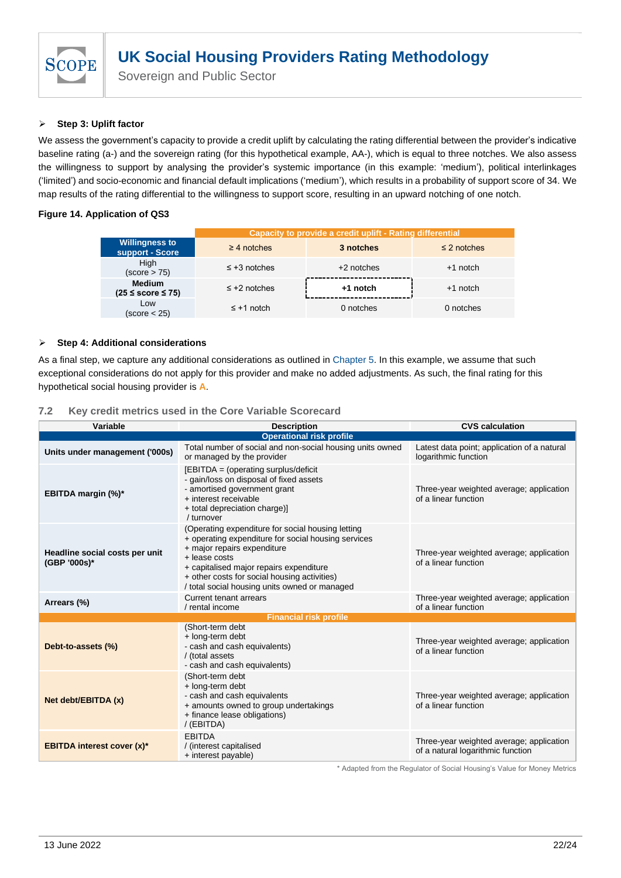- **Step 3: Uplift factor**

We assess the government's capacity to provide a credit uplift by calculating the rating differential between the provider's indicative baseline rating (a-) and the sovereign rating (for this hypothetical example, AA-), which is equal to three notches. We also assess the willingness to support by analysing the provider's systemic importance (in this example: 'medium'), political interlinkages ('limited') and socio-economic and financial default implications ('medium'), which results in a probability of support score of 34. We map results of the rating differential to the willingness to support score, resulting in an upward notching of one notch.

**Figure 14. Application of QS3**

| | Capacity to provide a credit uplift - Rating differential | | |
|---|---|---|---|
| **Willingness to support - Score** | ≥ 4 notches | **3 notches** | ≤ 2 notches |
| High (score > 75) | ≤ +3 notches | +2 notches | +1 notch |
| **Medium (25 ≤ score ≤ 75)** | ≤ +2 notches | **+1 notch** | +1 notch |
| Low (score < 25) | ≤ +1 notch | 0 notches | 0 notches |

- **Step 4: Additional considerations**

As a final step, we capture any additional considerations as outlined in Chapter 5. In this example, we assume that such exceptional considerations do not apply for this provider and make no added adjustments. As such, the final rating for this hypothetical social housing provider is **A**.

## 7.2 Key credit metrics used in the Core Variable Scorecard

| Variable | Description | CVS calculation |
|---|---|---|
| **Operational risk profile** | | |
| **Units under management ('000s)** | Total number of social and non-social housing units owned or managed by the provider | Latest data point; application of a natural logarithmic function |
| **EBITDA margin (%)*** | [EBITDA = (operating surplus/deficit - gain/loss on disposal of fixed assets - amortised government grant + interest receivable + total depreciation charge)] / turnover | Three-year weighted average; application of a linear function |
| **Headline social costs per unit (GBP '000s)*** | (Operating expenditure for social housing letting + operating expenditure for social housing services + major repairs expenditure + lease costs + capitalised major repairs expenditure + other costs for social housing activities) / total social housing units owned or managed | Three-year weighted average; application of a linear function |
| **Arrears (%)** | Current tenant arrears / rental income | Three-year weighted average; application of a linear function |
| **Financial risk profile** | | |
| **Debt-to-assets (%)** | (Short-term debt + long-term debt - cash and cash equivalents) / (total assets - cash and cash equivalents) | Three-year weighted average; application of a linear function |
| **Net debt/EBITDA (x)** | (Short-term debt + long-term debt - cash and cash equivalents + amounts owned to group undertakings + finance lease obligations) / (EBITDA) | Three-year weighted average; application of a linear function |
| **EBITDA interest cover (x)*** | EBITDA / (interest capitalised + interest payable) | Three-year weighted average; application of a natural logarithmic function |

\* Adapted from the Regulator of Social Housing's Value for Money Metrics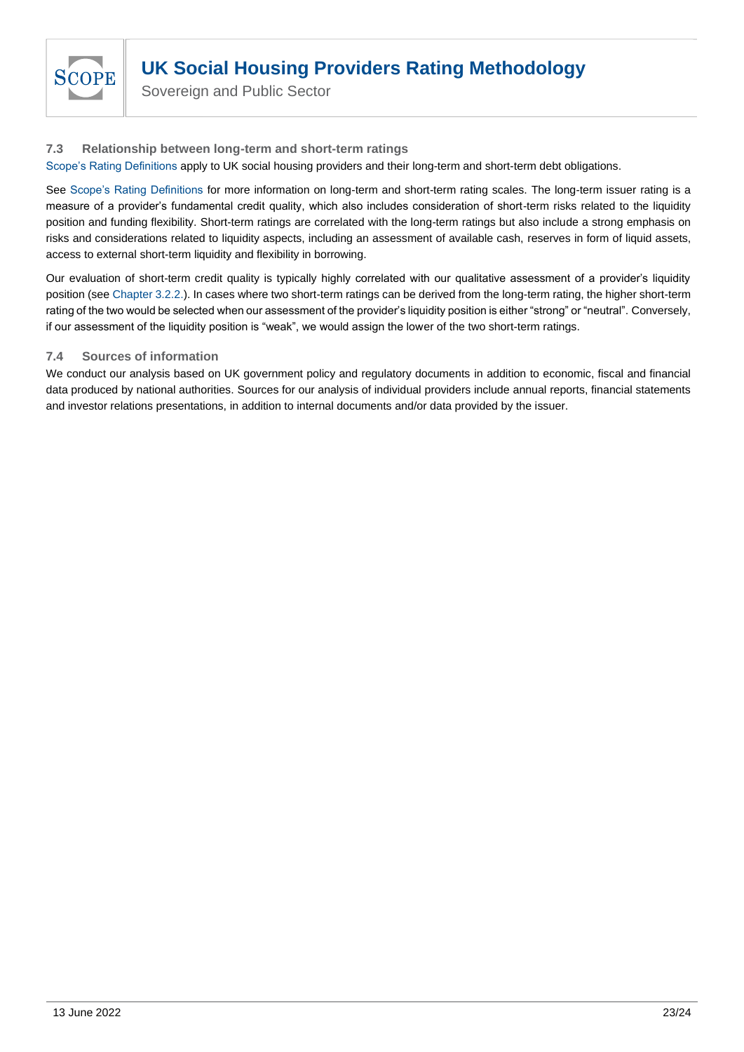### 7.3 Relationship between long-term and short-term ratings

Scope's Rating Definitions apply to UK social housing providers and their long-term and short-term debt obligations.

See Scope's Rating Definitions for more information on long-term and short-term rating scales. The long-term issuer rating is a measure of a provider's fundamental credit quality, which also includes consideration of short-term risks related to the liquidity position and funding flexibility. Short-term ratings are correlated with the long-term ratings but also include a strong emphasis on risks and considerations related to liquidity aspects, including an assessment of available cash, reserves in form of liquid assets, access to external short-term liquidity and flexibility in borrowing.

Our evaluation of short-term credit quality is typically highly correlated with our qualitative assessment of a provider's liquidity position (see Chapter 3.2.2.). In cases where two short-term ratings can be derived from the long-term rating, the higher short-term rating of the two would be selected when our assessment of the provider's liquidity position is either "strong" or "neutral". Conversely, if our assessment of the liquidity position is "weak", we would assign the lower of the two short-term ratings.

### 7.4 Sources of information

We conduct our analysis based on UK government policy and regulatory documents in addition to economic, fiscal and financial data produced by national authorities. Sources for our analysis of individual providers include annual reports, financial statements and investor relations presentations, in addition to internal documents and/or data provided by the issuer.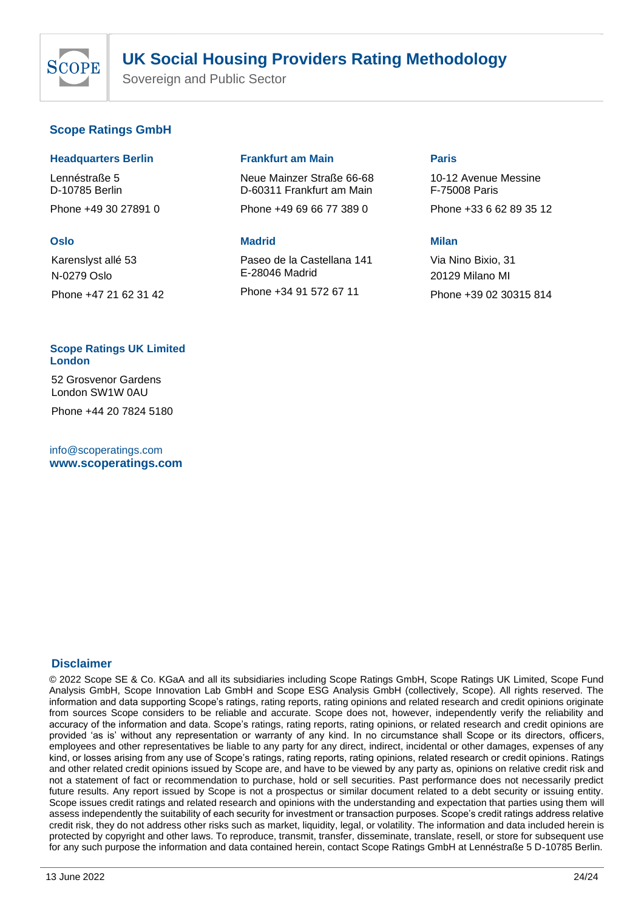## Scope Ratings GmbH

### Headquarters Berlin

Lennéstraße 5
D-10785 Berlin

Phone +49 30 27891 0

### Frankfurt am Main

Neue Mainzer Straße 66-68
D-60311 Frankfurt am Main

Phone +49 69 66 77 389 0

### Paris

10-12 Avenue Messine
F-75008 Paris

Phone +33 6 62 89 35 12

### Oslo

Karenslyst allé 53
N-0279 Oslo

Phone +47 21 62 31 42

### Madrid

Paseo de la Castellana 141
E-28046 Madrid

Phone +34 91 572 67 11

### Milan

Via Nino Bixio, 31
20129 Milano MI

Phone +39 02 30315 814

## Scope Ratings UK Limited London

52 Grosvenor Gardens
London SW1W 0AU

Phone +44 20 7824 5180

info@scoperatings.com
**www.scoperatings.com**

## Disclaimer

© 2022 Scope SE & Co. KGaA and all its subsidiaries including Scope Ratings GmbH, Scope Ratings UK Limited, Scope Fund Analysis GmbH, Scope Innovation Lab GmbH and Scope ESG Analysis GmbH (collectively, Scope). All rights reserved. The information and data supporting Scope's ratings, rating reports, rating opinions and related research and credit opinions originate from sources Scope considers to be reliable and accurate. Scope does not, however, independently verify the reliability and accuracy of the information and data. Scope's ratings, rating reports, rating opinions, or related research and credit opinions are provided 'as is' without any representation or warranty of any kind. In no circumstance shall Scope or its directors, officers, employees and other representatives be liable to any party for any direct, indirect, incidental or other damages, expenses of any kind, or losses arising from any use of Scope's ratings, rating reports, rating opinions, related research or credit opinions. Ratings and other related credit opinions issued by Scope are, and have to be viewed by any party as, opinions on relative credit risk and not a statement of fact or recommendation to purchase, hold or sell securities. Past performance does not necessarily predict future results. Any report issued by Scope is not a prospectus or similar document related to a debt security or issuing entity. Scope issues credit ratings and related research and opinions with the understanding and expectation that parties using them will assess independently the suitability of each security for investment or transaction purposes. Scope's credit ratings address relative credit risk, they do not address other risks such as market, liquidity, legal, or volatility. The information and data included herein is protected by copyright and other laws. To reproduce, transmit, transfer, disseminate, translate, resell, or store for subsequent use for any such purpose the information and data contained herein, contact Scope Ratings GmbH at Lennéstraße 5 D-10785 Berlin.